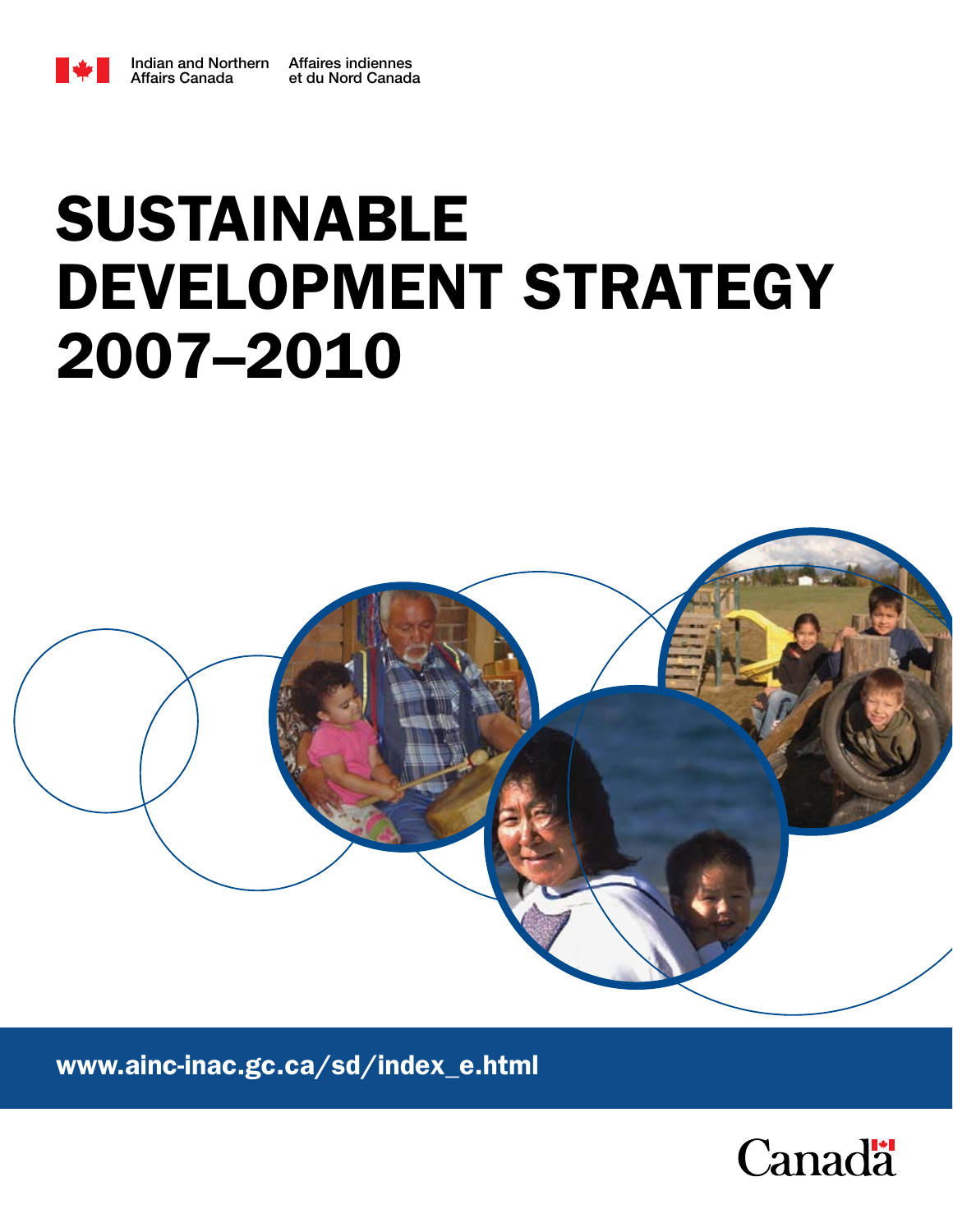Indian and Northern Affairs Canada | Affaires indiennes et du Nord Canada

# SUSTAINABLE DEVELOPMENT STRATEGY 2007–2010

www.ainc-inac.gc.ca/sd/index_e.html

Canada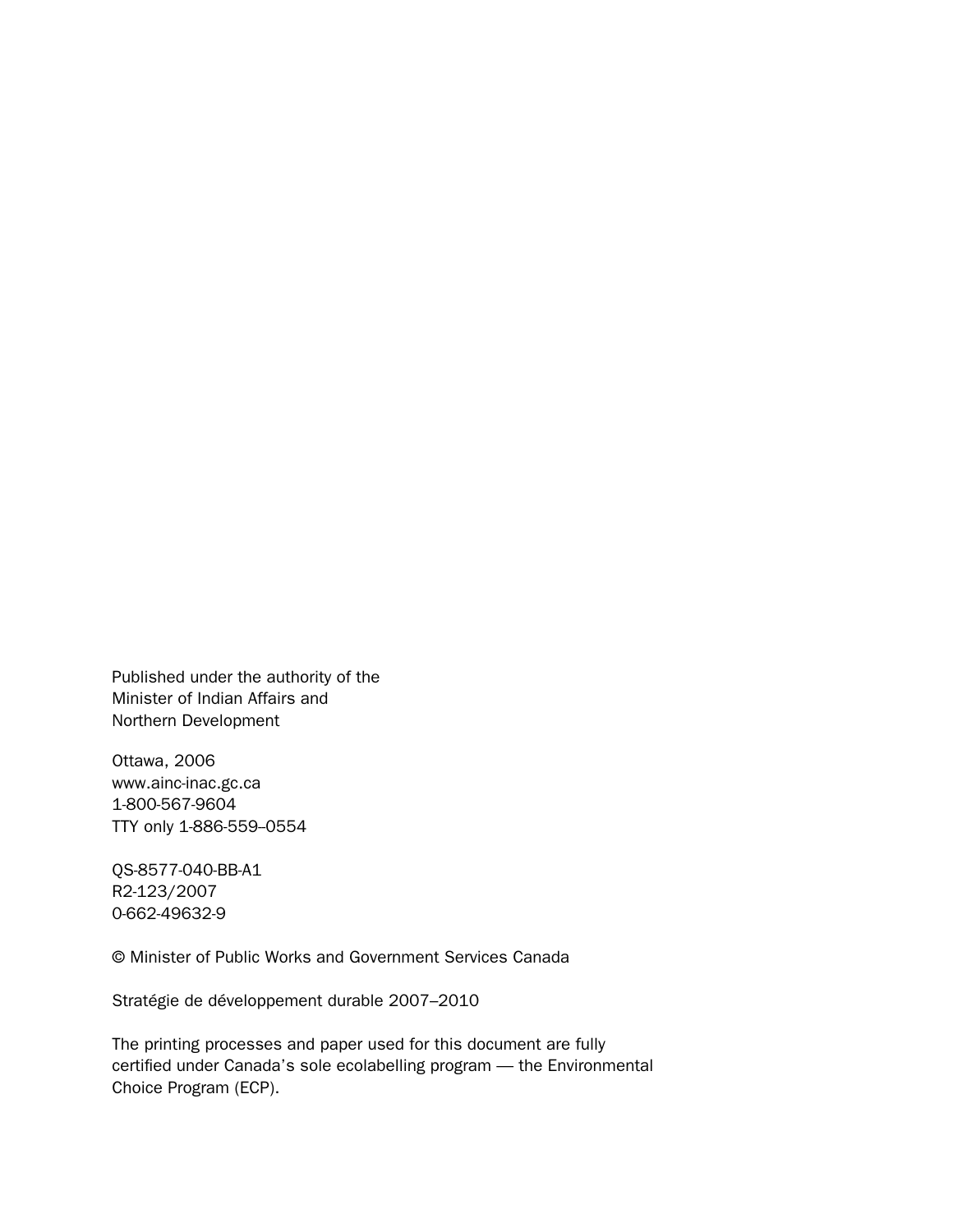Published under the authority of the
Minister of Indian Affairs and
Northern Development

Ottawa, 2006
www.ainc-inac.gc.ca
1-800-567-9604
TTY only 1-886-559–0554

QS-8577-040-BB-A1
R2-123/2007
0-662-49632-9

© Minister of Public Works and Government Services Canada

Stratégie de développement durable 2007–2010

The printing processes and paper used for this document are fully
certified under Canada's sole ecolabelling program — the Environmental
Choice Program (ECP).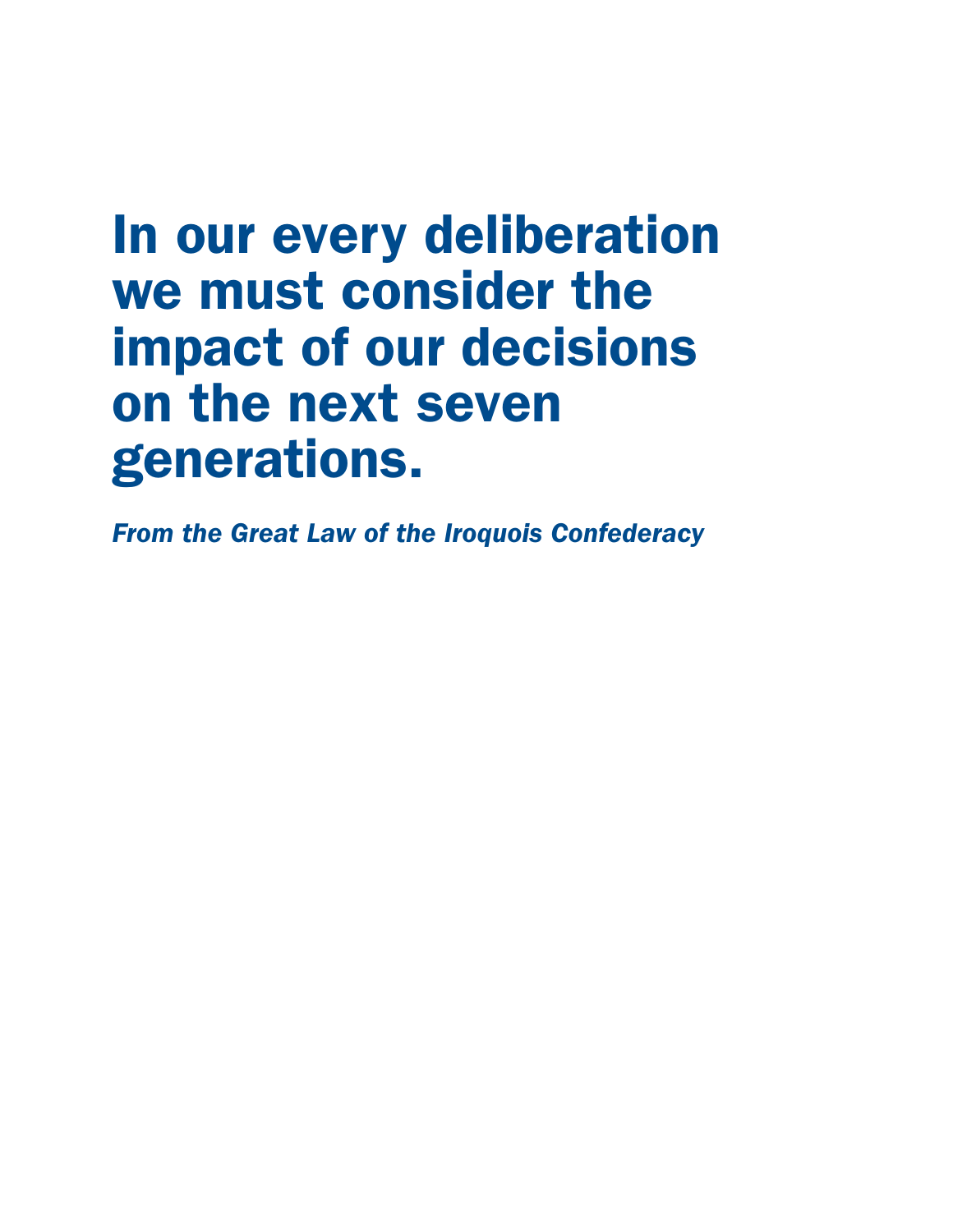# In our every deliberation we must consider the impact of our decisions on the next seven generations.

*From the Great Law of the Iroquois Confederacy*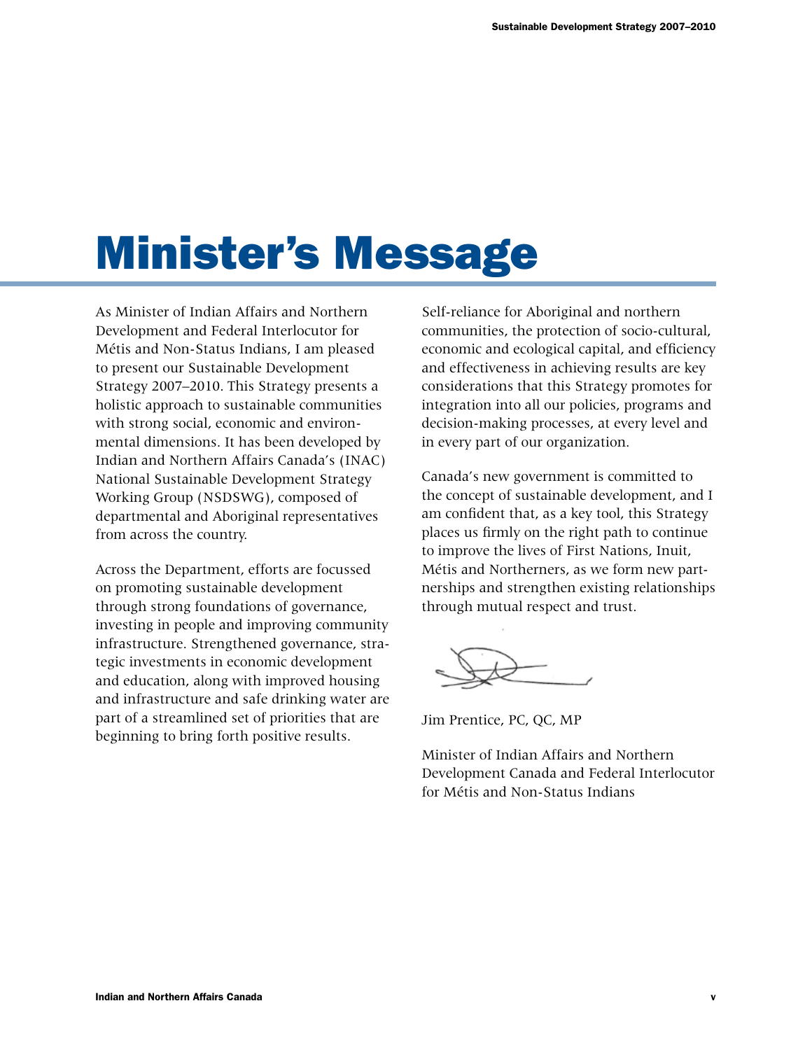# Minister's Message

As Minister of Indian Affairs and Northern Development and Federal Interlocutor for Métis and Non-Status Indians, I am pleased to present our Sustainable Development Strategy 2007–2010. This Strategy presents a holistic approach to sustainable communities with strong social, economic and environmental dimensions. It has been developed by Indian and Northern Affairs Canada's (INAC) National Sustainable Development Strategy Working Group (NSDSWG), composed of departmental and Aboriginal representatives from across the country.

Across the Department, efforts are focussed on promoting sustainable development through strong foundations of governance, investing in people and improving community infrastructure. Strengthened governance, strategic investments in economic development and education, along with improved housing and infrastructure and safe drinking water are part of a streamlined set of priorities that are beginning to bring forth positive results.

Self-reliance for Aboriginal and northern communities, the protection of socio-cultural, economic and ecological capital, and efficiency and effectiveness in achieving results are key considerations that this Strategy promotes for integration into all our policies, programs and decision-making processes, at every level and in every part of our organization.

Canada's new government is committed to the concept of sustainable development, and I am confident that, as a key tool, this Strategy places us firmly on the right path to continue to improve the lives of First Nations, Inuit, Métis and Northerners, as we form new partnerships and strengthen existing relationships through mutual respect and trust.

Jim Prentice, PC, QC, MP

Minister of Indian Affairs and Northern Development Canada and Federal Interlocutor for Métis and Non-Status Indians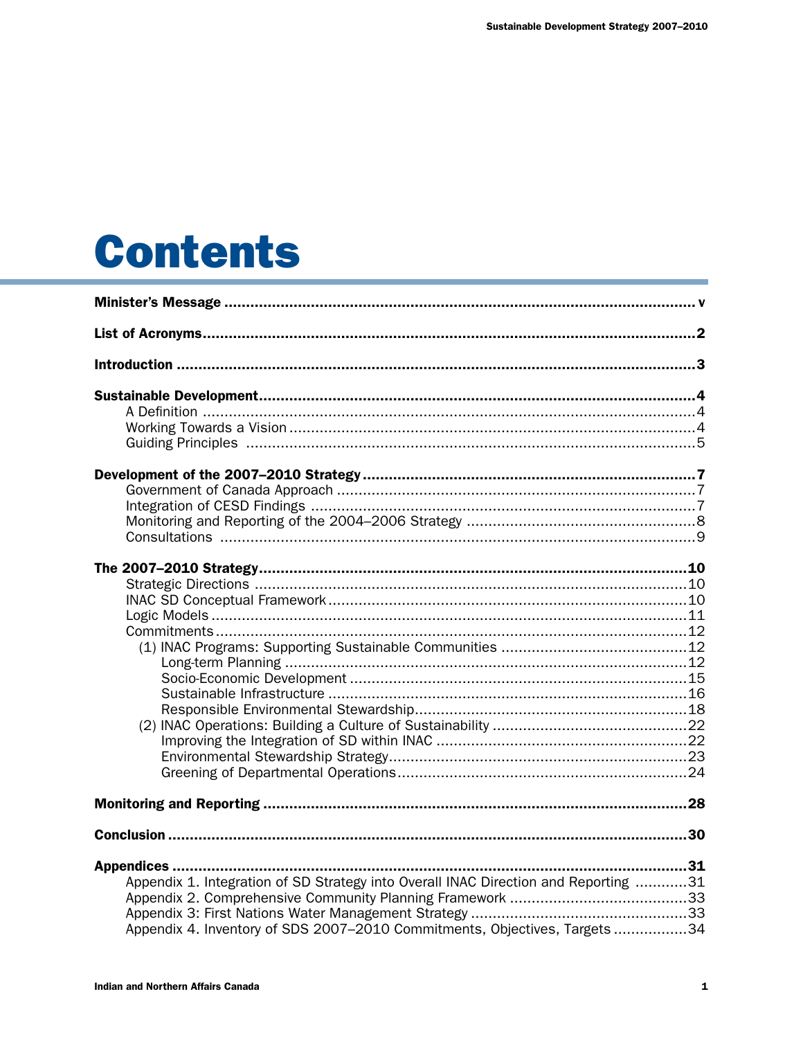# Contents

**Minister's Message** ............ v

**List of Acronyms** ............ 2

**Introduction** ............ 3

**Sustainable Development** ............ 4
- A Definition ............ 4
- Working Towards a Vision ............ 4
- Guiding Principles ............ 5

**Development of the 2007–2010 Strategy** ............ 7
- Government of Canada Approach ............ 7
- Integration of CESD Findings ............ 7
- Monitoring and Reporting of the 2004–2006 Strategy ............ 8
- Consultations ............ 9

**The 2007–2010 Strategy** ............ 10
- Strategic Directions ............ 10
- INAC SD Conceptual Framework ............ 10
- Logic Models ............ 11
- Commitments ............ 12
  - (1) INAC Programs: Supporting Sustainable Communities ............ 12
    - Long-term Planning ............ 12
    - Socio-Economic Development ............ 15
    - Sustainable Infrastructure ............ 16
    - Responsible Environmental Stewardship ............ 18
  - (2) INAC Operations: Building a Culture of Sustainability ............ 22
    - Improving the Integration of SD within INAC ............ 22
    - Environmental Stewardship Strategy ............ 23
    - Greening of Departmental Operations ............ 24

**Monitoring and Reporting** ............ 28

**Conclusion** ............ 30

**Appendices** ............ 31
- Appendix 1. Integration of SD Strategy into Overall INAC Direction and Reporting ............ 31
- Appendix 2. Comprehensive Community Planning Framework ............ 33
- Appendix 3: First Nations Water Management Strategy ............ 33
- Appendix 4. Inventory of SDS 2007–2010 Commitments, Objectives, Targets ............ 34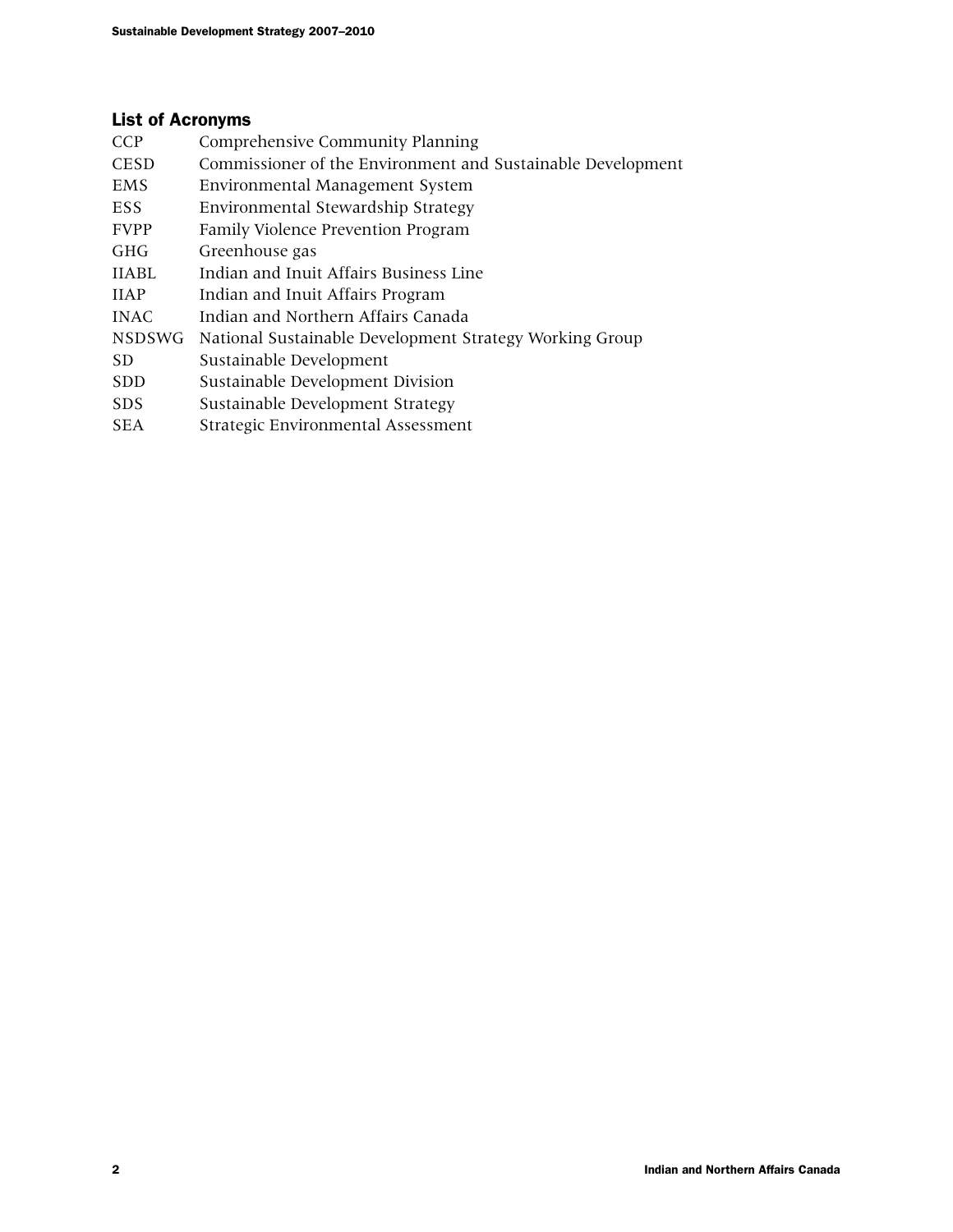## List of Acronyms

| | |
|---|---|
| CCP | Comprehensive Community Planning |
| CESD | Commissioner of the Environment and Sustainable Development |
| EMS | Environmental Management System |
| ESS | Environmental Stewardship Strategy |
| FVPP | Family Violence Prevention Program |
| GHG | Greenhouse gas |
| IIABL | Indian and Inuit Affairs Business Line |
| IIAP | Indian and Inuit Affairs Program |
| INAC | Indian and Northern Affairs Canada |
| NSDSWG | National Sustainable Development Strategy Working Group |
| SD | Sustainable Development |
| SDD | Sustainable Development Division |
| SDS | Sustainable Development Strategy |
| SEA | Strategic Environmental Assessment |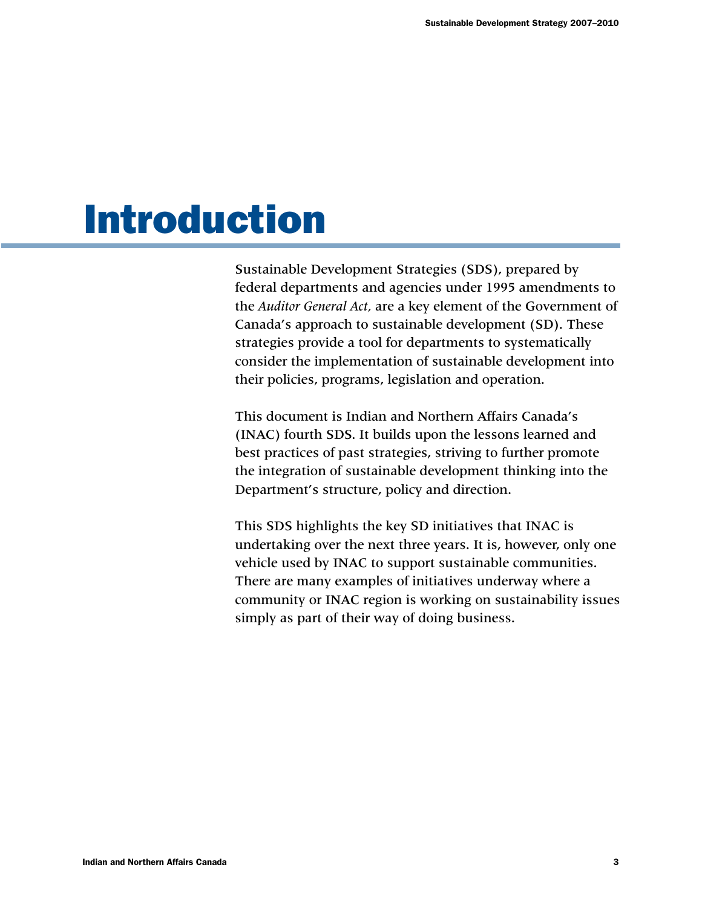# Introduction

Sustainable Development Strategies (SDS), prepared by federal departments and agencies under 1995 amendments to the *Auditor General Act,* are a key element of the Government of Canada's approach to sustainable development (SD). These strategies provide a tool for departments to systematically consider the implementation of sustainable development into their policies, programs, legislation and operation.

This document is Indian and Northern Affairs Canada's (INAC) fourth SDS. It builds upon the lessons learned and best practices of past strategies, striving to further promote the integration of sustainable development thinking into the Department's structure, policy and direction.

This SDS highlights the key SD initiatives that INAC is undertaking over the next three years. It is, however, only one vehicle used by INAC to support sustainable communities. There are many examples of initiatives underway where a community or INAC region is working on sustainability issues simply as part of their way of doing business.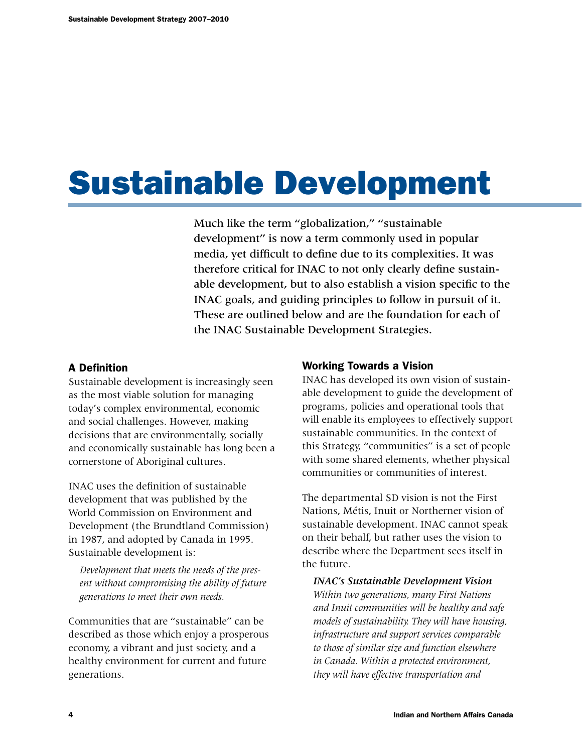# Sustainable Development

Much like the term "globalization," "sustainable development" is now a term commonly used in popular media, yet difficult to define due to its complexities. It was therefore critical for INAC to not only clearly define sustainable development, but to also establish a vision specific to the INAC goals, and guiding principles to follow in pursuit of it. These are outlined below and are the foundation for each of the INAC Sustainable Development Strategies.

### A Definition

Sustainable development is increasingly seen as the most viable solution for managing today's complex environmental, economic and social challenges. However, making decisions that are environmentally, socially and economically sustainable has long been a cornerstone of Aboriginal cultures.

INAC uses the definition of sustainable development that was published by the World Commission on Environment and Development (the Brundtland Commission) in 1987, and adopted by Canada in 1995. Sustainable development is:

> *Development that meets the needs of the present without compromising the ability of future generations to meet their own needs.*

Communities that are "sustainable" can be described as those which enjoy a prosperous economy, a vibrant and just society, and a healthy environment for current and future generations.

### Working Towards a Vision

INAC has developed its own vision of sustainable development to guide the development of programs, policies and operational tools that will enable its employees to effectively support sustainable communities. In the context of this Strategy, "communities" is a set of people with some shared elements, whether physical communities or communities of interest.

The departmental SD vision is not the First Nations, Métis, Inuit or Northerner vision of sustainable development. INAC cannot speak on their behalf, but rather uses the vision to describe where the Department sees itself in the future.

> ***INAC's Sustainable Development Vision***
> *Within two generations, many First Nations and Inuit communities will be healthy and safe models of sustainability. They will have housing, infrastructure and support services comparable to those of similar size and function elsewhere in Canada. Within a protected environment, they will have effective transportation and*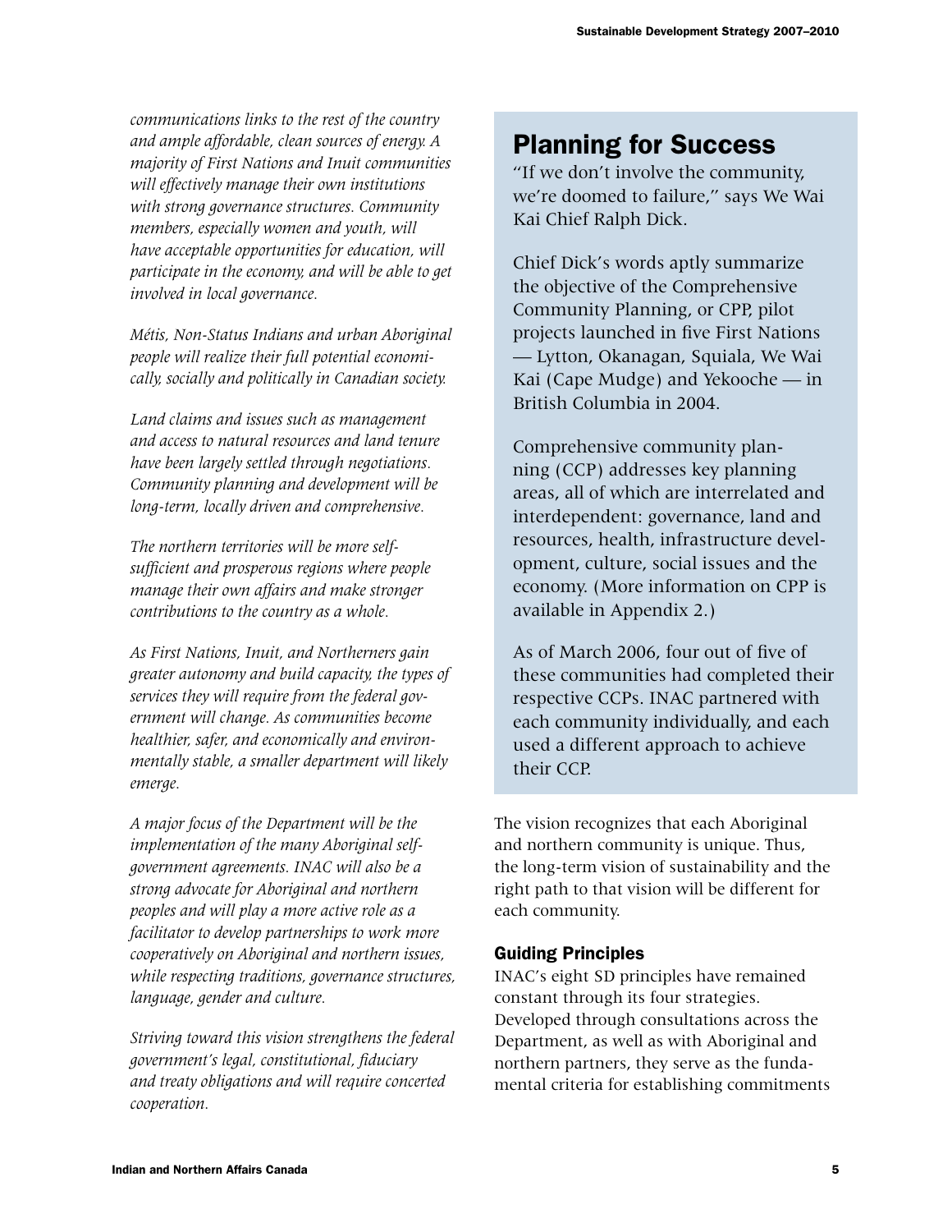*communications links to the rest of the country and ample affordable, clean sources of energy. A majority of First Nations and Inuit communities will effectively manage their own institutions with strong governance structures. Community members, especially women and youth, will have acceptable opportunities for education, will participate in the economy, and will be able to get involved in local governance.*

*Métis, Non-Status Indians and urban Aboriginal people will realize their full potential economically, socially and politically in Canadian society.*

*Land claims and issues such as management and access to natural resources and land tenure have been largely settled through negotiations. Community planning and development will be long-term, locally driven and comprehensive.*

*The northern territories will be more self-sufficient and prosperous regions where people manage their own affairs and make stronger contributions to the country as a whole.*

*As First Nations, Inuit, and Northerners gain greater autonomy and build capacity, the types of services they will require from the federal government will change. As communities become healthier, safer, and economically and environmentally stable, a smaller department will likely emerge.*

*A major focus of the Department will be the implementation of the many Aboriginal self-government agreements. INAC will also be a strong advocate for Aboriginal and northern peoples and will play a more active role as a facilitator to develop partnerships to work more cooperatively on Aboriginal and northern issues, while respecting traditions, governance structures, language, gender and culture.*

*Striving toward this vision strengthens the federal government's legal, constitutional, fiduciary and treaty obligations and will require concerted cooperation.*

## Planning for Success

"If we don't involve the community, we're doomed to failure," says We Wai Kai Chief Ralph Dick.

Chief Dick's words aptly summarize the objective of the Comprehensive Community Planning, or CPP, pilot projects launched in five First Nations — Lytton, Okanagan, Squiala, We Wai Kai (Cape Mudge) and Yekooche — in British Columbia in 2004.

Comprehensive community planning (CCP) addresses key planning areas, all of which are interrelated and interdependent: governance, land and resources, health, infrastructure development, culture, social issues and the economy. (More information on CPP is available in Appendix 2.)

As of March 2006, four out of five of these communities had completed their respective CCPs. INAC partnered with each community individually, and each used a different approach to achieve their CCP.

The vision recognizes that each Aboriginal and northern community is unique. Thus, the long-term vision of sustainability and the right path to that vision will be different for each community.

### Guiding Principles

INAC's eight SD principles have remained constant through its four strategies. Developed through consultations across the Department, as well as with Aboriginal and northern partners, they serve as the fundamental criteria for establishing commitments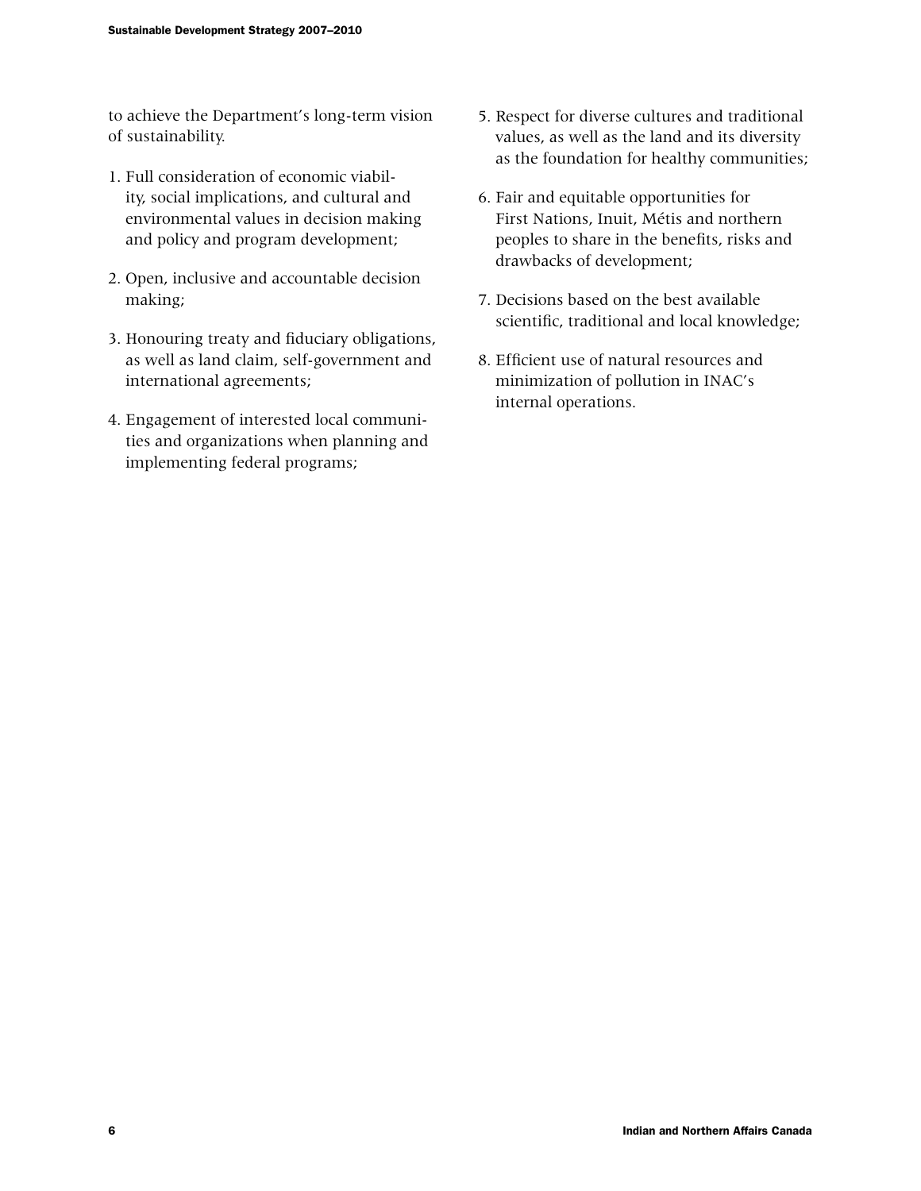to achieve the Department's long-term vision of sustainability.

1. Full consideration of economic viability, social implications, and cultural and environmental values in decision making and policy and program development;
2. Open, inclusive and accountable decision making;
3. Honouring treaty and fiduciary obligations, as well as land claim, self-government and international agreements;
4. Engagement of interested local communities and organizations when planning and implementing federal programs;
5. Respect for diverse cultures and traditional values, as well as the land and its diversity as the foundation for healthy communities;
6. Fair and equitable opportunities for First Nations, Inuit, Métis and northern peoples to share in the benefits, risks and drawbacks of development;
7. Decisions based on the best available scientific, traditional and local knowledge;
8. Efficient use of natural resources and minimization of pollution in INAC's internal operations.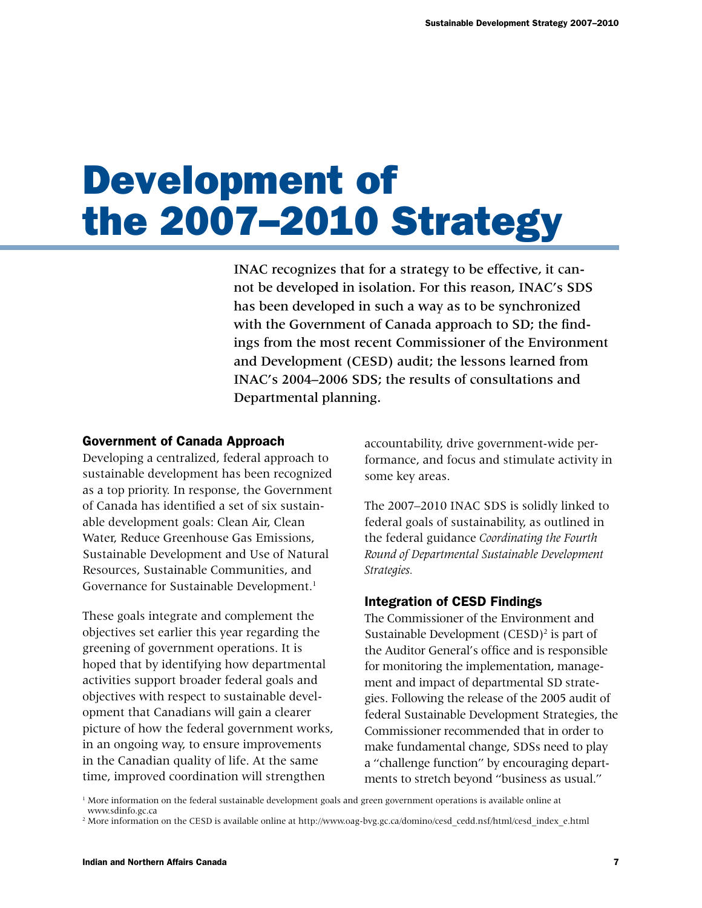# Development of the 2007–2010 Strategy

INAC recognizes that for a strategy to be effective, it cannot be developed in isolation. For this reason, INAC's SDS has been developed in such a way as to be synchronized with the Government of Canada approach to SD; the findings from the most recent Commissioner of the Environment and Development (CESD) audit; the lessons learned from INAC's 2004–2006 SDS; the results of consultations and Departmental planning.

### Government of Canada Approach

Developing a centralized, federal approach to sustainable development has been recognized as a top priority. In response, the Government of Canada has identified a set of six sustainable development goals: Clean Air, Clean Water, Reduce Greenhouse Gas Emissions, Sustainable Development and Use of Natural Resources, Sustainable Communities, and Governance for Sustainable Development.[1]

These goals integrate and complement the objectives set earlier this year regarding the greening of government operations. It is hoped that by identifying how departmental activities support broader federal goals and objectives with respect to sustainable development that Canadians will gain a clearer picture of how the federal government works, in an ongoing way, to ensure improvements in the Canadian quality of life. At the same time, improved coordination will strengthen accountability, drive government-wide performance, and focus and stimulate activity in some key areas.

The 2007–2010 INAC SDS is solidly linked to federal goals of sustainability, as outlined in the federal guidance *Coordinating the Fourth Round of Departmental Sustainable Development Strategies.*

### Integration of CESD Findings

The Commissioner of the Environment and Sustainable Development (CESD)[2] is part of the Auditor General's office and is responsible for monitoring the implementation, management and impact of departmental SD strategies. Following the release of the 2005 audit of federal Sustainable Development Strategies, the Commissioner recommended that in order to make fundamental change, SDSs need to play a "challenge function" by encouraging departments to stretch beyond "business as usual."

[1] More information on the federal sustainable development goals and green government operations is available online at www.sdinfo.gc.ca

[2] More information on the CESD is available online at http://www.oag-bvg.gc.ca/domino/cesd_cedd.nsf/html/cesd_index_e.html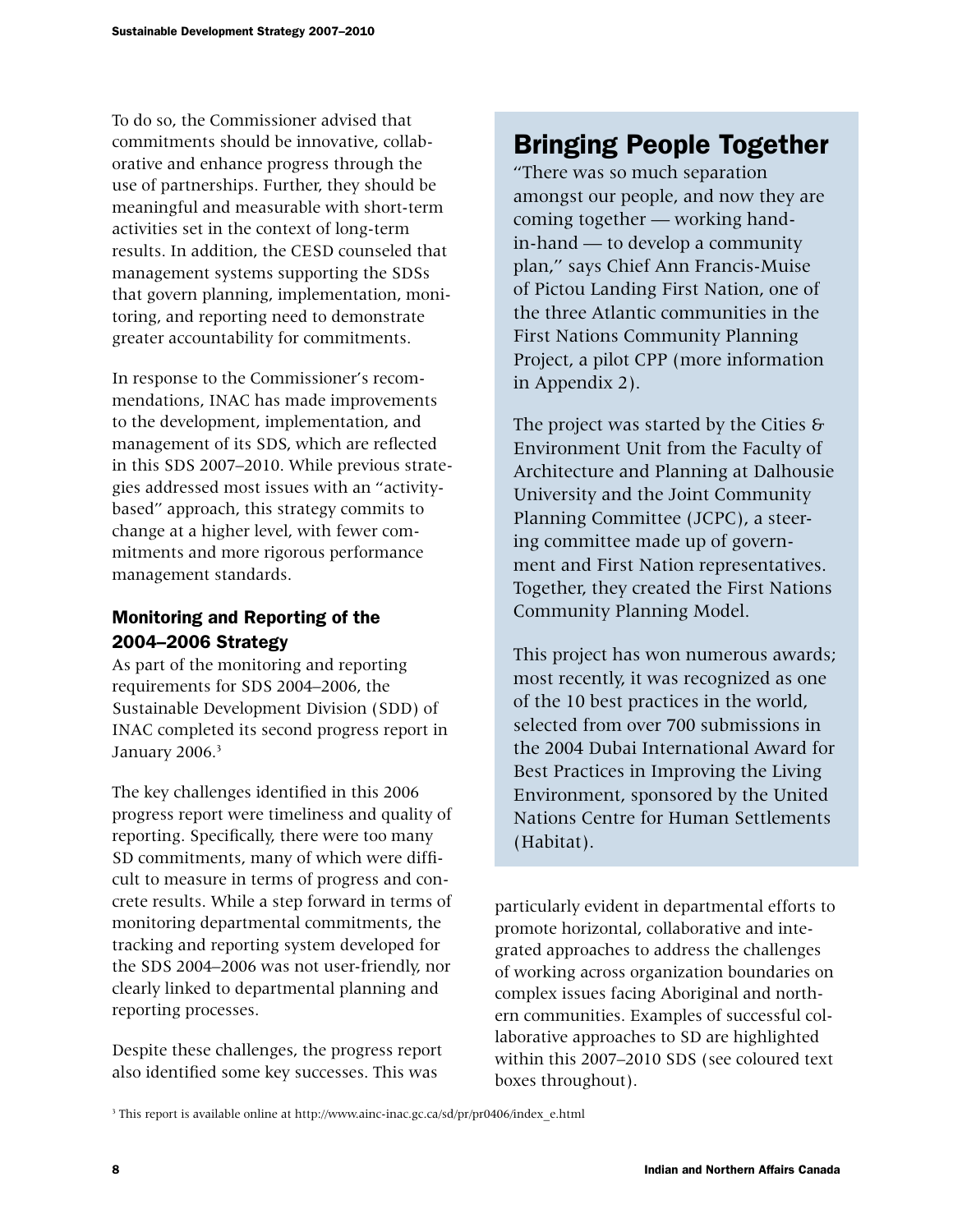To do so, the Commissioner advised that commitments should be innovative, collaborative and enhance progress through the use of partnerships. Further, they should be meaningful and measurable with short-term activities set in the context of long-term results. In addition, the CESD counseled that management systems supporting the SDSs that govern planning, implementation, monitoring, and reporting need to demonstrate greater accountability for commitments.

In response to the Commissioner's recommendations, INAC has made improvements to the development, implementation, and management of its SDS, which are reflected in this SDS 2007–2010. While previous strategies addressed most issues with an "activity-based" approach, this strategy commits to change at a higher level, with fewer commitments and more rigorous performance management standards.

### Monitoring and Reporting of the 2004–2006 Strategy

As part of the monitoring and reporting requirements for SDS 2004–2006, the Sustainable Development Division (SDD) of INAC completed its second progress report in January 2006.[3]

The key challenges identified in this 2006 progress report were timeliness and quality of reporting. Specifically, there were too many SD commitments, many of which were difficult to measure in terms of progress and concrete results. While a step forward in terms of monitoring departmental commitments, the tracking and reporting system developed for the SDS 2004–2006 was not user-friendly, nor clearly linked to departmental planning and reporting processes.

Despite these challenges, the progress report also identified some key successes. This was particularly evident in departmental efforts to promote horizontal, collaborative and integrated approaches to address the challenges of working across organization boundaries on complex issues facing Aboriginal and northern communities. Examples of successful collaborative approaches to SD are highlighted within this 2007–2010 SDS (see coloured text boxes throughout).

## Bringing People Together

"There was so much separation amongst our people, and now they are coming together — working hand-in-hand — to develop a community plan," says Chief Ann Francis-Muise of Pictou Landing First Nation, one of the three Atlantic communities in the First Nations Community Planning Project, a pilot CPP (more information in Appendix 2).

The project was started by the Cities & Environment Unit from the Faculty of Architecture and Planning at Dalhousie University and the Joint Community Planning Committee (JCPC), a steering committee made up of government and First Nation representatives. Together, they created the First Nations Community Planning Model.

This project has won numerous awards; most recently, it was recognized as one of the 10 best practices in the world, selected from over 700 submissions in the 2004 Dubai International Award for Best Practices in Improving the Living Environment, sponsored by the United Nations Centre for Human Settlements (Habitat).

[3] This report is available online at http://www.ainc-inac.gc.ca/sd/pr/pr0406/index_e.html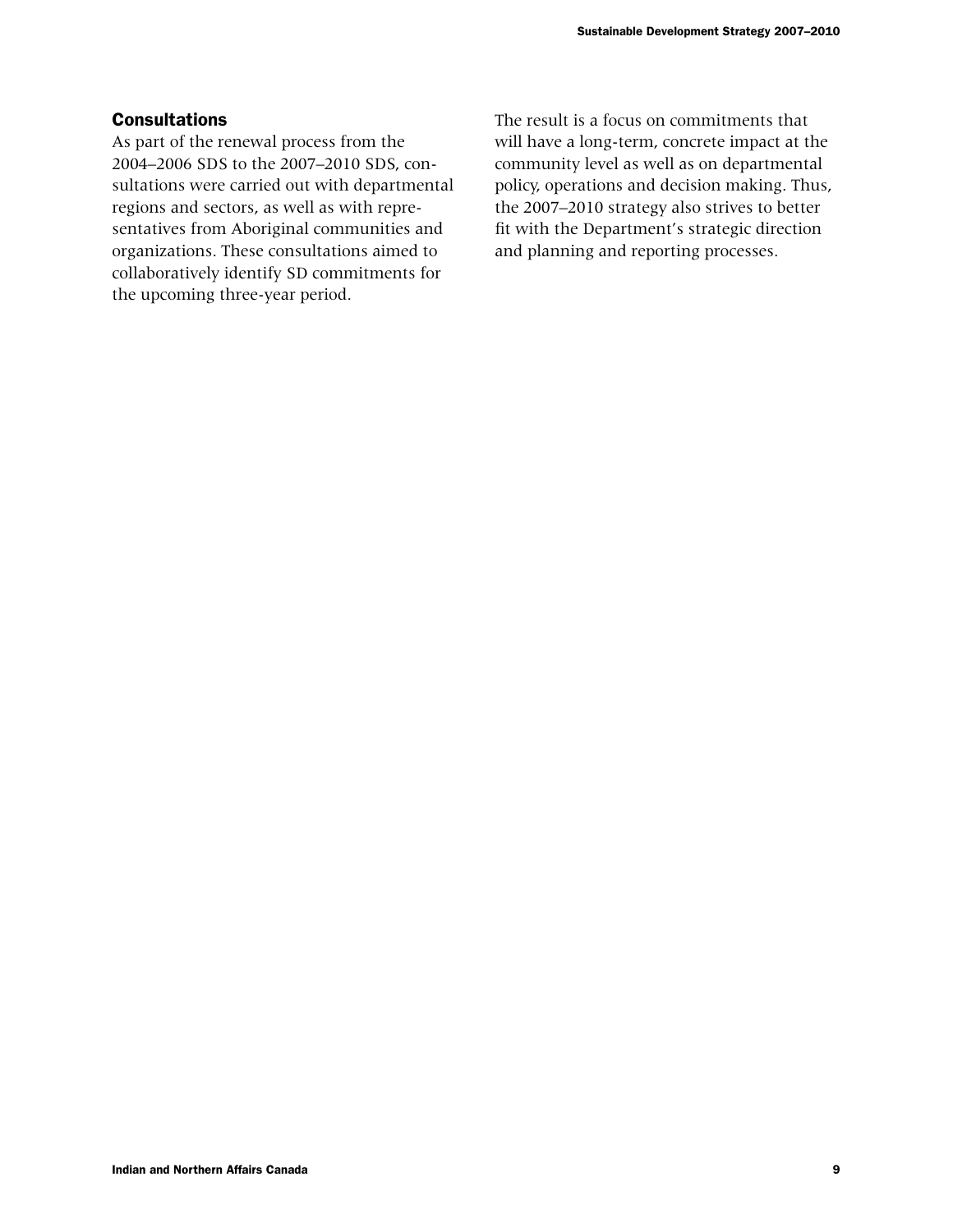## Consultations

As part of the renewal process from the 2004–2006 SDS to the 2007–2010 SDS, consultations were carried out with departmental regions and sectors, as well as with representatives from Aboriginal communities and organizations. These consultations aimed to collaboratively identify SD commitments for the upcoming three-year period.

The result is a focus on commitments that will have a long-term, concrete impact at the community level as well as on departmental policy, operations and decision making. Thus, the 2007–2010 strategy also strives to better fit with the Department's strategic direction and planning and reporting processes.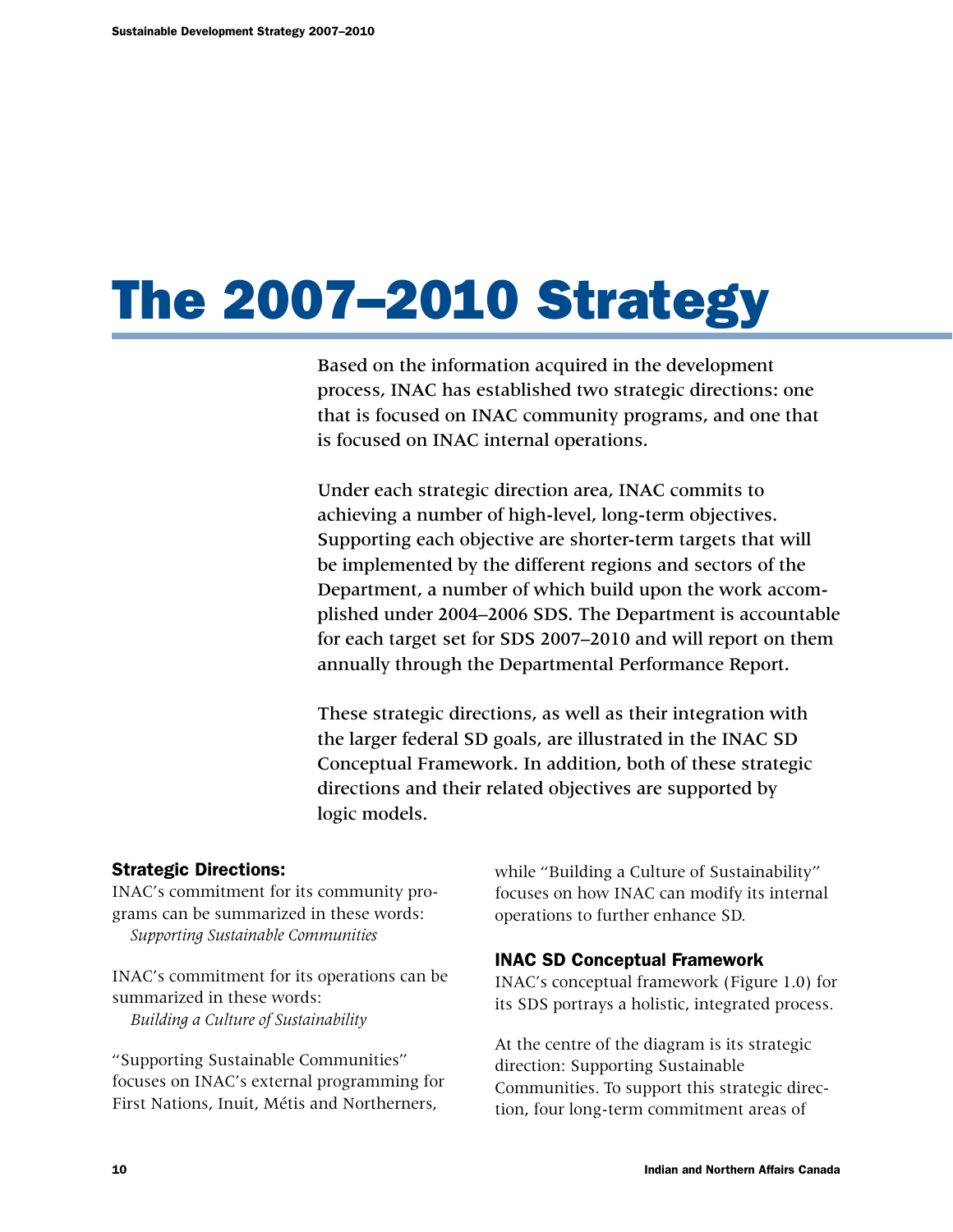# The 2007–2010 Strategy

Based on the information acquired in the development process, INAC has established two strategic directions: one that is focused on INAC community programs, and one that is focused on INAC internal operations.

Under each strategic direction area, INAC commits to achieving a number of high-level, long-term objectives. Supporting each objective are shorter-term targets that will be implemented by the different regions and sectors of the Department, a number of which build upon the work accomplished under 2004–2006 SDS. The Department is accountable for each target set for SDS 2007–2010 and will report on them annually through the Departmental Performance Report.

These strategic directions, as well as their integration with the larger federal SD goals, are illustrated in the INAC SD Conceptual Framework. In addition, both of these strategic directions and their related objectives are supported by logic models.

### Strategic Directions:

INAC's commitment for its community programs can be summarized in these words:
*Supporting Sustainable Communities*

INAC's commitment for its operations can be summarized in these words:
*Building a Culture of Sustainability*

"Supporting Sustainable Communities" focuses on INAC's external programming for First Nations, Inuit, Métis and Northerners, while "Building a Culture of Sustainability" focuses on how INAC can modify its internal operations to further enhance SD.

### INAC SD Conceptual Framework

INAC's conceptual framework (Figure 1.0) for its SDS portrays a holistic, integrated process.

At the centre of the diagram is its strategic direction: Supporting Sustainable Communities. To support this strategic direction, four long-term commitment areas of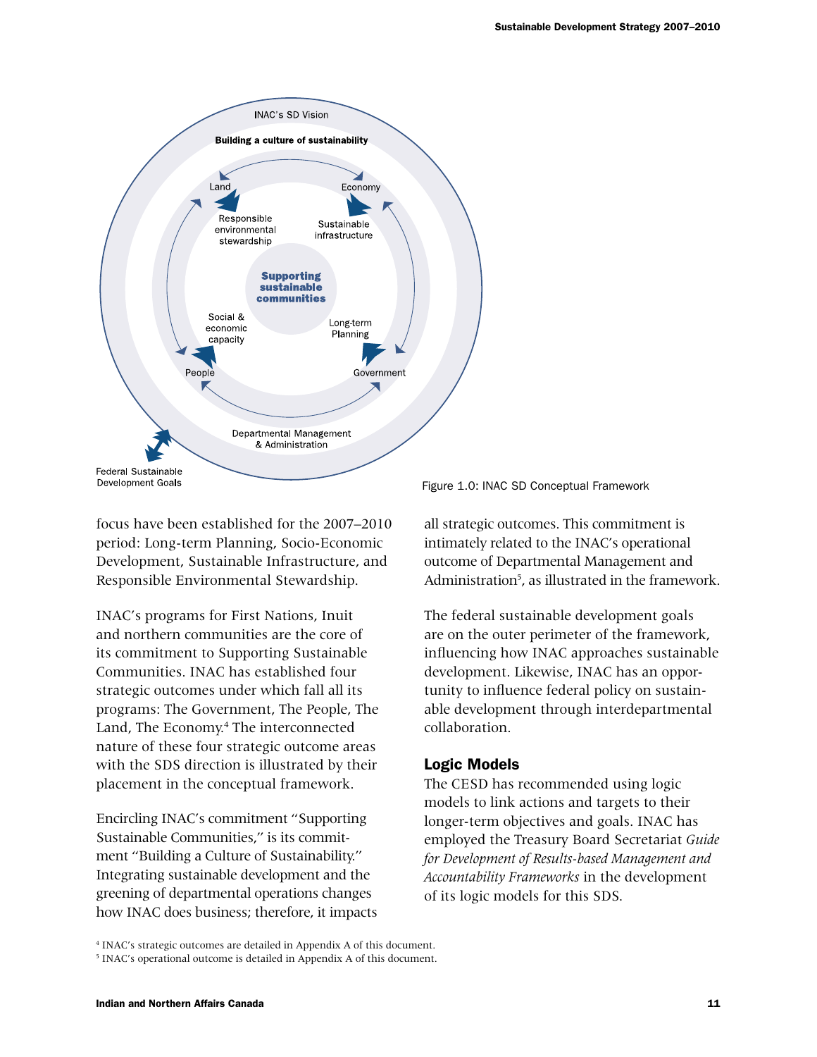INAC's SD Vision

**Building a culture of sustainability**

Land — Economy — Government — People

Responsible environmental stewardship

Sustainable infrastructure

**Supporting sustainable communities**

Social & economic capacity

Long-term Planning

Departmental Management & Administration

Federal Sustainable Development Goals

Figure 1.0: INAC SD Conceptual Framework

focus have been established for the 2007–2010 period: Long-term Planning, Socio-Economic Development, Sustainable Infrastructure, and Responsible Environmental Stewardship.

INAC's programs for First Nations, Inuit and northern communities are the core of its commitment to Supporting Sustainable Communities. INAC has established four strategic outcomes under which fall all its programs: The Government, The People, The Land, The Economy.[4] The interconnected nature of these four strategic outcome areas with the SDS direction is illustrated by their placement in the conceptual framework.

Encircling INAC's commitment "Supporting Sustainable Communities," is its commitment "Building a Culture of Sustainability." Integrating sustainable development and the greening of departmental operations changes how INAC does business; therefore, it impacts all strategic outcomes. This commitment is intimately related to the INAC's operational outcome of Departmental Management and Administration[5], as illustrated in the framework.

The federal sustainable development goals are on the outer perimeter of the framework, influencing how INAC approaches sustainable development. Likewise, INAC has an opportunity to influence federal policy on sustainable development through interdepartmental collaboration.

## Logic Models

The CESD has recommended using logic models to link actions and targets to their longer-term objectives and goals. INAC has employed the Treasury Board Secretariat *Guide for Development of Results-based Management and Accountability Frameworks* in the development of its logic models for this SDS.

[4] INAC's strategic outcomes are detailed in Appendix A of this document.

[5] INAC's operational outcome is detailed in Appendix A of this document.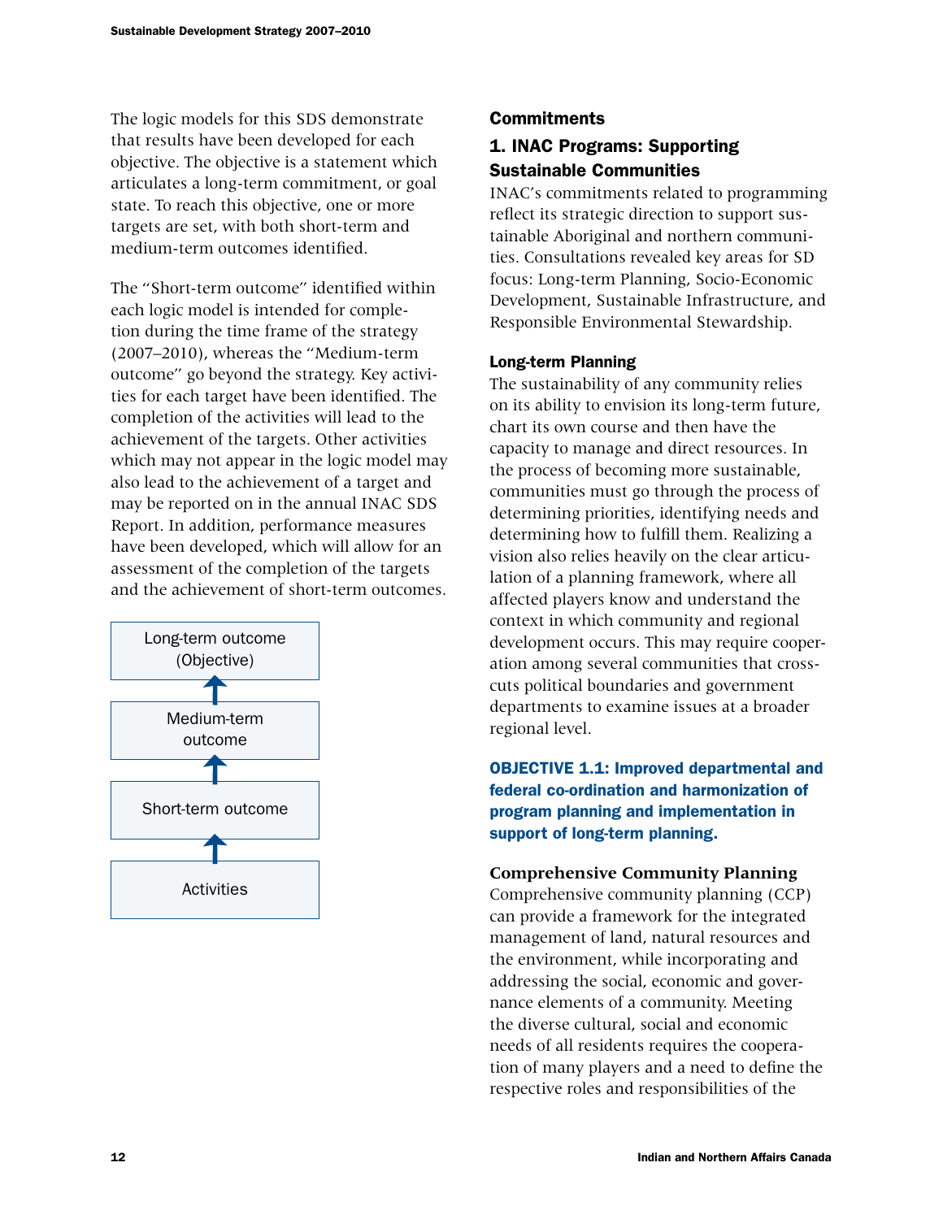The logic models for this SDS demonstrate that results have been developed for each objective. The objective is a statement which articulates a long-term commitment, or goal state. To reach this objective, one or more targets are set, with both short-term and medium-term outcomes identified.

The "Short-term outcome" identified within each logic model is intended for completion during the time frame of the strategy (2007–2010), whereas the "Medium-term outcome" go beyond the strategy. Key activities for each target have been identified. The completion of the activities will lead to the achievement of the targets. Other activities which may not appear in the logic model may also lead to the achievement of a target and may be reported on in the annual INAC SDS Report. In addition, performance measures have been developed, which will allow for an assessment of the completion of the targets and the achievement of short-term outcomes.

Long-term outcome (Objective)
↑
Medium-term outcome
↑
Short-term outcome
↑
Activities

## Commitments

### 1. INAC Programs: Supporting Sustainable Communities

INAC's commitments related to programming reflect its strategic direction to support sustainable Aboriginal and northern communities. Consultations revealed key areas for SD focus: Long-term Planning, Socio-Economic Development, Sustainable Infrastructure, and Responsible Environmental Stewardship.

#### Long-term Planning

The sustainability of any community relies on its ability to envision its long-term future, chart its own course and then have the capacity to manage and direct resources. In the process of becoming more sustainable, communities must go through the process of determining priorities, identifying needs and determining how to fulfill them. Realizing a vision also relies heavily on the clear articulation of a planning framework, where all affected players know and understand the context in which community and regional development occurs. This may require cooperation among several communities that cross-cuts political boundaries and government departments to examine issues at a broader regional level.

**OBJECTIVE 1.1: Improved departmental and federal co-ordination and harmonization of program planning and implementation in support of long-term planning.**

**Comprehensive Community Planning**

Comprehensive community planning (CCP) can provide a framework for the integrated management of land, natural resources and the environment, while incorporating and addressing the social, economic and governance elements of a community. Meeting the diverse cultural, social and economic needs of all residents requires the cooperation of many players and a need to define the respective roles and responsibilities of the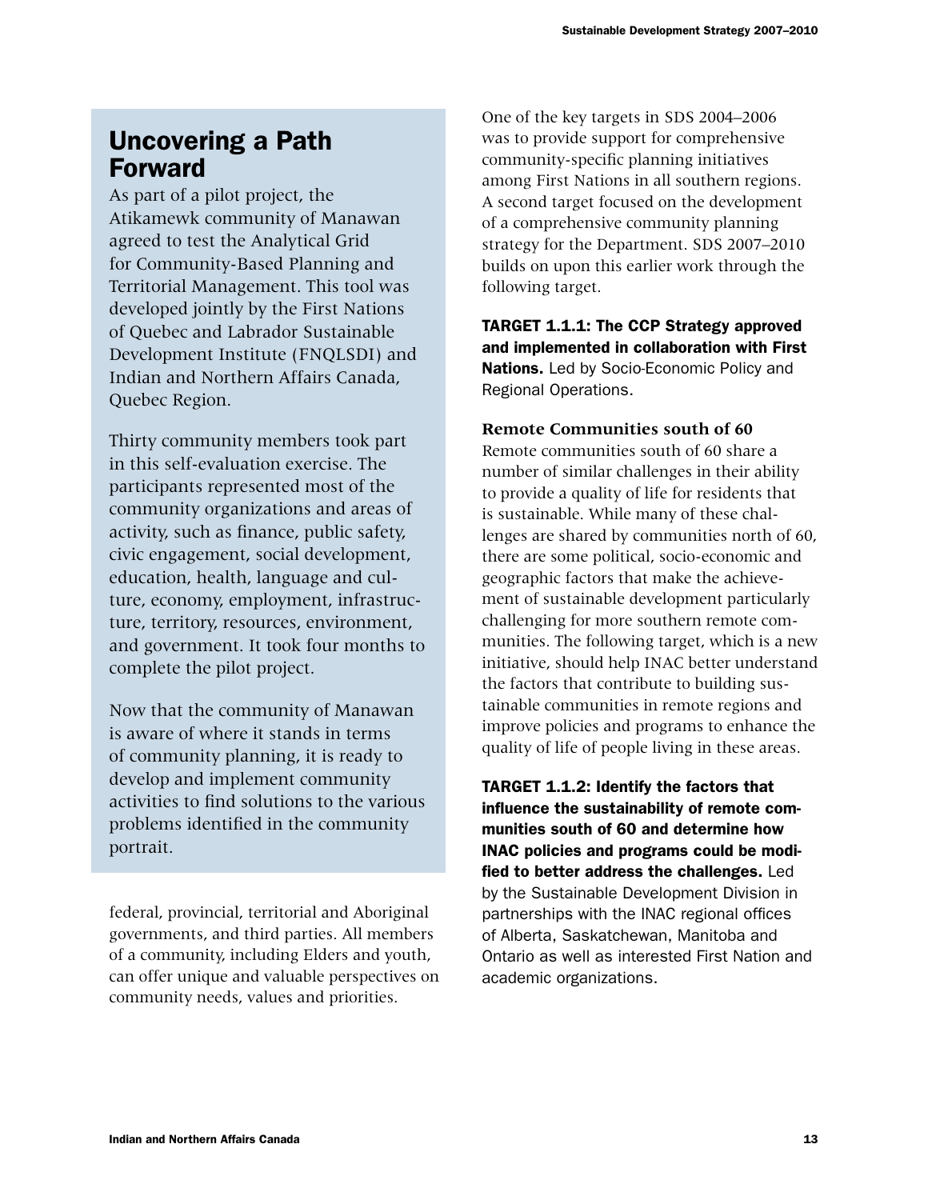## Uncovering a Path Forward

As part of a pilot project, the Atikamewk community of Manawan agreed to test the Analytical Grid for Community-Based Planning and Territorial Management. This tool was developed jointly by the First Nations of Quebec and Labrador Sustainable Development Institute (FNQLSDI) and Indian and Northern Affairs Canada, Quebec Region.

Thirty community members took part in this self-evaluation exercise. The participants represented most of the community organizations and areas of activity, such as finance, public safety, civic engagement, social development, education, health, language and culture, economy, employment, infrastructure, territory, resources, environment, and government. It took four months to complete the pilot project.

Now that the community of Manawan is aware of where it stands in terms of community planning, it is ready to develop and implement community activities to find solutions to the various problems identified in the community portrait.

federal, provincial, territorial and Aboriginal governments, and third parties. All members of a community, including Elders and youth, can offer unique and valuable perspectives on community needs, values and priorities.

One of the key targets in SDS 2004–2006 was to provide support for comprehensive community-specific planning initiatives among First Nations in all southern regions. A second target focused on the development of a comprehensive community planning strategy for the Department. SDS 2007–2010 builds on upon this earlier work through the following target.

**TARGET 1.1.1: The CCP Strategy approved and implemented in collaboration with First Nations.** Led by Socio-Economic Policy and Regional Operations.

**Remote Communities south of 60**

Remote communities south of 60 share a number of similar challenges in their ability to provide a quality of life for residents that is sustainable. While many of these challenges are shared by communities north of 60, there are some political, socio-economic and geographic factors that make the achievement of sustainable development particularly challenging for more southern remote communities. The following target, which is a new initiative, should help INAC better understand the factors that contribute to building sustainable communities in remote regions and improve policies and programs to enhance the quality of life of people living in these areas.

**TARGET 1.1.2: Identify the factors that influence the sustainability of remote communities south of 60 and determine how INAC policies and programs could be modified to better address the challenges.** Led by the Sustainable Development Division in partnerships with the INAC regional offices of Alberta, Saskatchewan, Manitoba and Ontario as well as interested First Nation and academic organizations.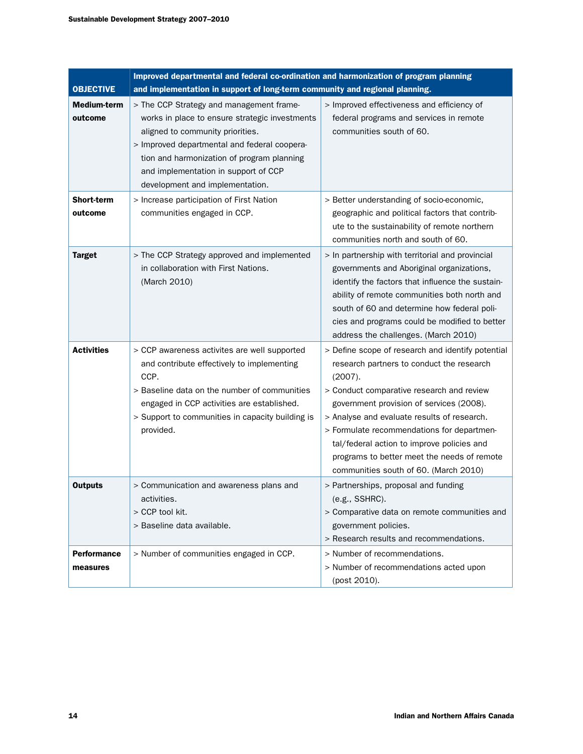| OBJECTIVE | Improved departmental and federal co-ordination and harmonization of program planning and implementation in support of long-term community and regional planning. | |
|---|---|---|
| Medium-term outcome | > The CCP Strategy and management frameworks in place to ensure strategic investments aligned to community priorities.<br>> Improved departmental and federal cooperation and harmonization of program planning and implementation in support of CCP development and implementation. | > Improved effectiveness and efficiency of federal programs and services in remote communities south of 60. |
| Short-term outcome | > Increase participation of First Nation communities engaged in CCP. | > Better understanding of socio-economic, geographic and political factors that contribute to the sustainability of remote northern communities north and south of 60. |
| Target | > The CCP Strategy approved and implemented in collaboration with First Nations. (March 2010) | > In partnership with territorial and provincial governments and Aboriginal organizations, identify the factors that influence the sustainability of remote communities both north and south of 60 and determine how federal policies and programs could be modified to better address the challenges. (March 2010) |
| Activities | > CCP awareness activites are well supported and contribute effectively to implementing CCP.<br>> Baseline data on the number of communities engaged in CCP activities are established.<br>> Support to communities in capacity building is provided. | > Define scope of research and identify potential research partners to conduct the research (2007).<br>> Conduct comparative research and review government provision of services (2008).<br>> Analyse and evaluate results of research.<br>> Formulate recommendations for departmental/federal action to improve policies and programs to better meet the needs of remote communities south of 60. (March 2010) |
| Outputs | > Communication and awareness plans and activities.<br>> CCP tool kit.<br>> Baseline data available. | > Partnerships, proposal and funding (e.g., SSHRC).<br>> Comparative data on remote communities and government policies.<br>> Research results and recommendations. |
| Performance measures | > Number of communities engaged in CCP. | > Number of recommendations.<br>> Number of recommendations acted upon (post 2010). |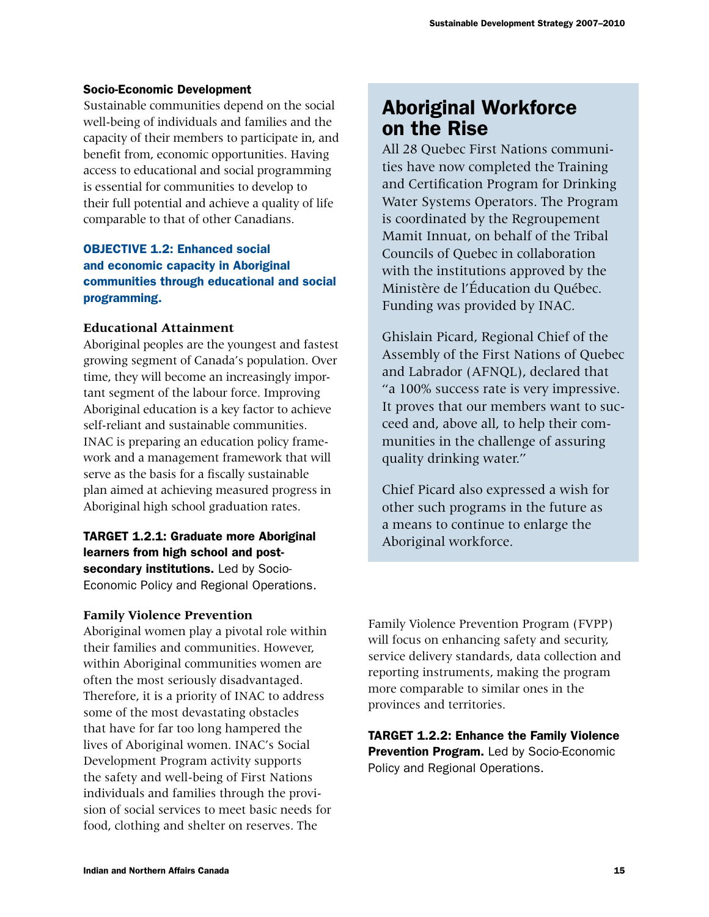### Socio-Economic Development

Sustainable communities depend on the social well-being of individuals and families and the capacity of their members to participate in, and benefit from, economic opportunities. Having access to educational and social programming is essential for communities to develop to their full potential and achieve a quality of life comparable to that of other Canadians.

**OBJECTIVE 1.2: Enhanced social and economic capacity in Aboriginal communities through educational and social programming.**

#### Educational Attainment

Aboriginal peoples are the youngest and fastest growing segment of Canada's population. Over time, they will become an increasingly important segment of the labour force. Improving Aboriginal education is a key factor to achieve self-reliant and sustainable communities. INAC is preparing an education policy framework and a management framework that will serve as the basis for a fiscally sustainable plan aimed at achieving measured progress in Aboriginal high school graduation rates.

**TARGET 1.2.1: Graduate more Aboriginal learners from high school and post-secondary institutions.** Led by Socio-Economic Policy and Regional Operations.

#### Family Violence Prevention

Aboriginal women play a pivotal role within their families and communities. However, within Aboriginal communities women are often the most seriously disadvantaged. Therefore, it is a priority of INAC to address some of the most devastating obstacles that have for far too long hampered the lives of Aboriginal women. INAC's Social Development Program activity supports the safety and well-being of First Nations individuals and families through the provision of social services to meet basic needs for food, clothing and shelter on reserves. The Family Violence Prevention Program (FVPP) will focus on enhancing safety and security, service delivery standards, data collection and reporting instruments, making the program more comparable to similar ones in the provinces and territories.

**TARGET 1.2.2: Enhance the Family Violence Prevention Program.** Led by Socio-Economic Policy and Regional Operations.

## Aboriginal Workforce on the Rise

All 28 Quebec First Nations communities have now completed the Training and Certification Program for Drinking Water Systems Operators. The Program is coordinated by the Regroupement Mamit Innuat, on behalf of the Tribal Councils of Quebec in collaboration with the institutions approved by the Ministère de l'Éducation du Québec. Funding was provided by INAC.

Ghislain Picard, Regional Chief of the Assembly of the First Nations of Quebec and Labrador (AFNQL), declared that "a 100% success rate is very impressive. It proves that our members want to succeed and, above all, to help their communities in the challenge of assuring quality drinking water."

Chief Picard also expressed a wish for other such programs in the future as a means to continue to enlarge the Aboriginal workforce.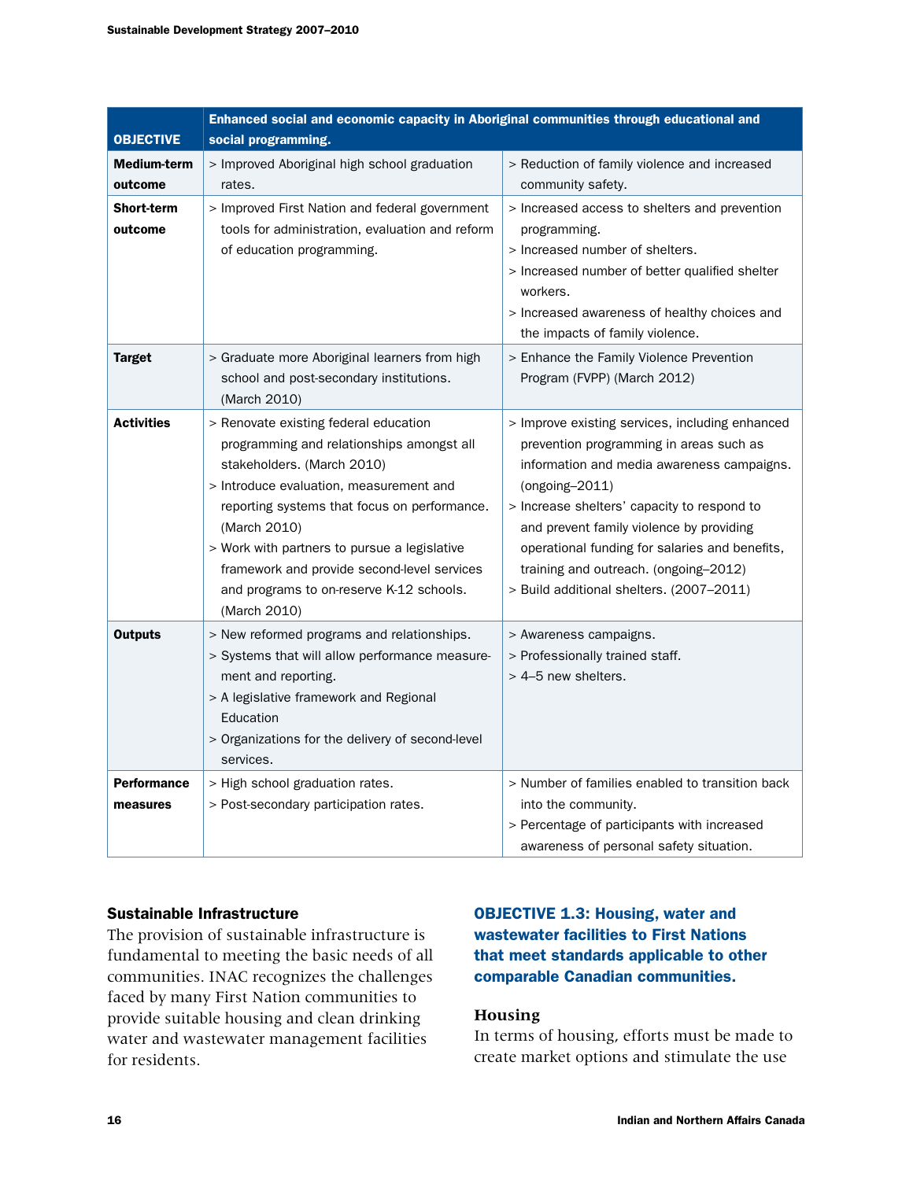| OBJECTIVE | Enhanced social and economic capacity in Aboriginal communities through educational and social programming. | |
|---|---|---|
| **Medium-term outcome** | > Improved Aboriginal high school graduation rates. | > Reduction of family violence and increased community safety. |
| **Short-term outcome** | > Improved First Nation and federal government tools for administration, evaluation and reform of education programming. | > Increased access to shelters and prevention programming.<br>> Increased number of shelters.<br>> Increased number of better qualified shelter workers.<br>> Increased awareness of healthy choices and the impacts of family violence. |
| **Target** | > Graduate more Aboriginal learners from high school and post-secondary institutions. (March 2010) | > Enhance the Family Violence Prevention Program (FVPP) (March 2012) |
| **Activities** | > Renovate existing federal education programming and relationships amongst all stakeholders. (March 2010)<br>> Introduce evaluation, measurement and reporting systems that focus on performance. (March 2010)<br>> Work with partners to pursue a legislative framework and provide second-level services and programs to on-reserve K-12 schools. (March 2010) | > Improve existing services, including enhanced prevention programming in areas such as information and media awareness campaigns. (ongoing–2011)<br>> Increase shelters' capacity to respond to and prevent family violence by providing operational funding for salaries and benefits, training and outreach. (ongoing–2012)<br>> Build additional shelters. (2007–2011) |
| **Outputs** | > New reformed programs and relationships.<br>> Systems that will allow performance measurement and reporting.<br>> A legislative framework and Regional Education<br>> Organizations for the delivery of second-level services. | > Awareness campaigns.<br>> Professionally trained staff.<br>> 4–5 new shelters. |
| **Performance measures** | > High school graduation rates.<br>> Post-secondary participation rates. | > Number of families enabled to transition back into the community.<br>> Percentage of participants with increased awareness of personal safety situation. |

### Sustainable Infrastructure

The provision of sustainable infrastructure is fundamental to meeting the basic needs of all communities. INAC recognizes the challenges faced by many First Nation communities to provide suitable housing and clean drinking water and wastewater management facilities for residents.

### OBJECTIVE 1.3: Housing, water and wastewater facilities to First Nations that meet standards applicable to other comparable Canadian communities.

#### Housing

In terms of housing, efforts must be made to create market options and stimulate the use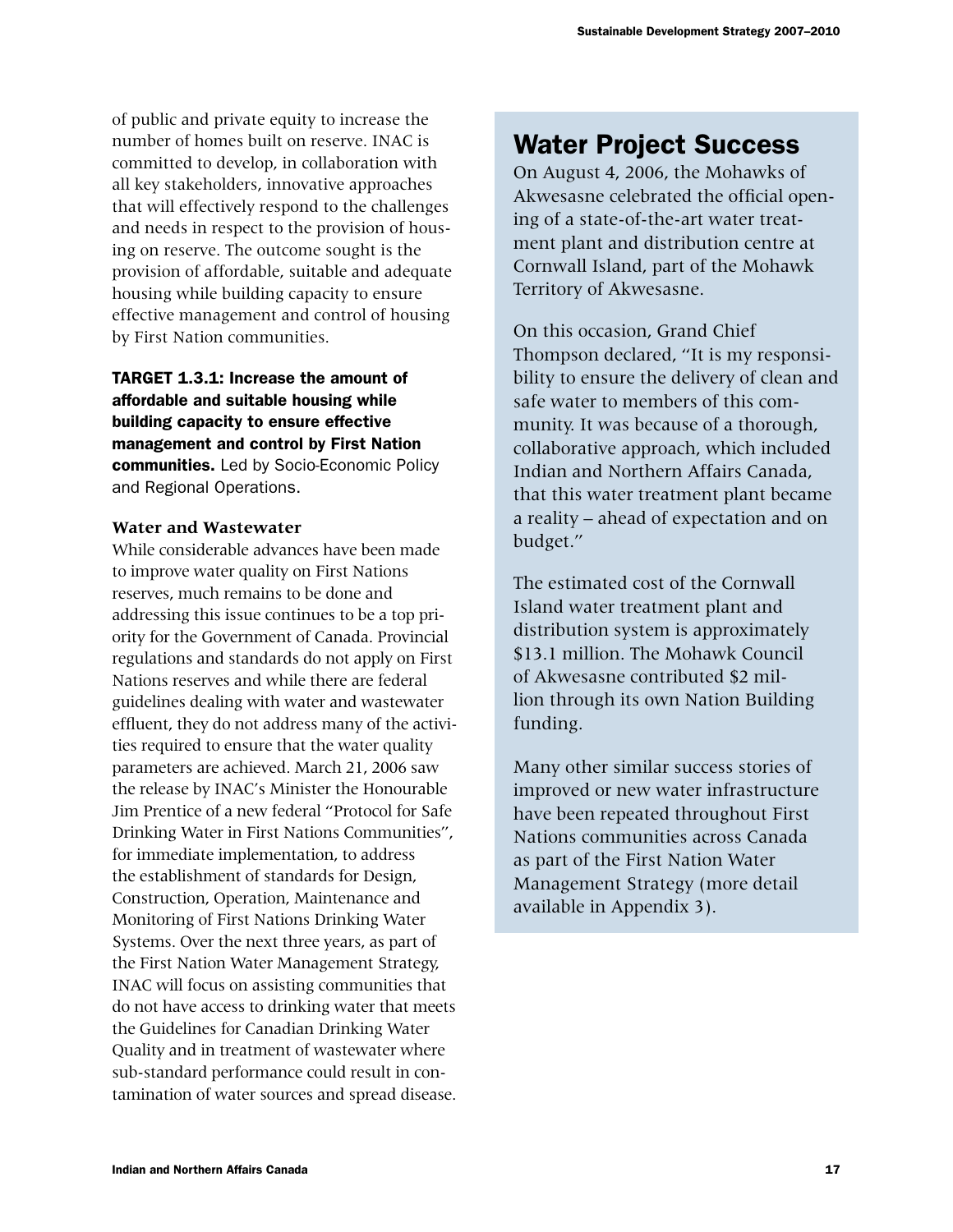of public and private equity to increase the number of homes built on reserve. INAC is committed to develop, in collaboration with all key stakeholders, innovative approaches that will effectively respond to the challenges and needs in respect to the provision of housing on reserve. The outcome sought is the provision of affordable, suitable and adequate housing while building capacity to ensure effective management and control of housing by First Nation communities.

**TARGET 1.3.1: Increase the amount of affordable and suitable housing while building capacity to ensure effective management and control by First Nation communities.** Led by Socio-Economic Policy and Regional Operations.

**Water and Wastewater**

While considerable advances have been made to improve water quality on First Nations reserves, much remains to be done and addressing this issue continues to be a top priority for the Government of Canada. Provincial regulations and standards do not apply on First Nations reserves and while there are federal guidelines dealing with water and wastewater effluent, they do not address many of the activities required to ensure that the water quality parameters are achieved. March 21, 2006 saw the release by INAC's Minister the Honourable Jim Prentice of a new federal "Protocol for Safe Drinking Water in First Nations Communities", for immediate implementation, to address the establishment of standards for Design, Construction, Operation, Maintenance and Monitoring of First Nations Drinking Water Systems. Over the next three years, as part of the First Nation Water Management Strategy, INAC will focus on assisting communities that do not have access to drinking water that meets the Guidelines for Canadian Drinking Water Quality and in treatment of wastewater where sub-standard performance could result in contamination of water sources and spread disease.

## Water Project Success

On August 4, 2006, the Mohawks of Akwesasne celebrated the official opening of a state-of-the-art water treatment plant and distribution centre at Cornwall Island, part of the Mohawk Territory of Akwesasne.

On this occasion, Grand Chief Thompson declared, "It is my responsibility to ensure the delivery of clean and safe water to members of this community. It was because of a thorough, collaborative approach, which included Indian and Northern Affairs Canada, that this water treatment plant became a reality – ahead of expectation and on budget."

The estimated cost of the Cornwall Island water treatment plant and distribution system is approximately $13.1 million. The Mohawk Council of Akwesasne contributed $2 million through its own Nation Building funding.

Many other similar success stories of improved or new water infrastructure have been repeated throughout First Nations communities across Canada as part of the First Nation Water Management Strategy (more detail available in Appendix 3).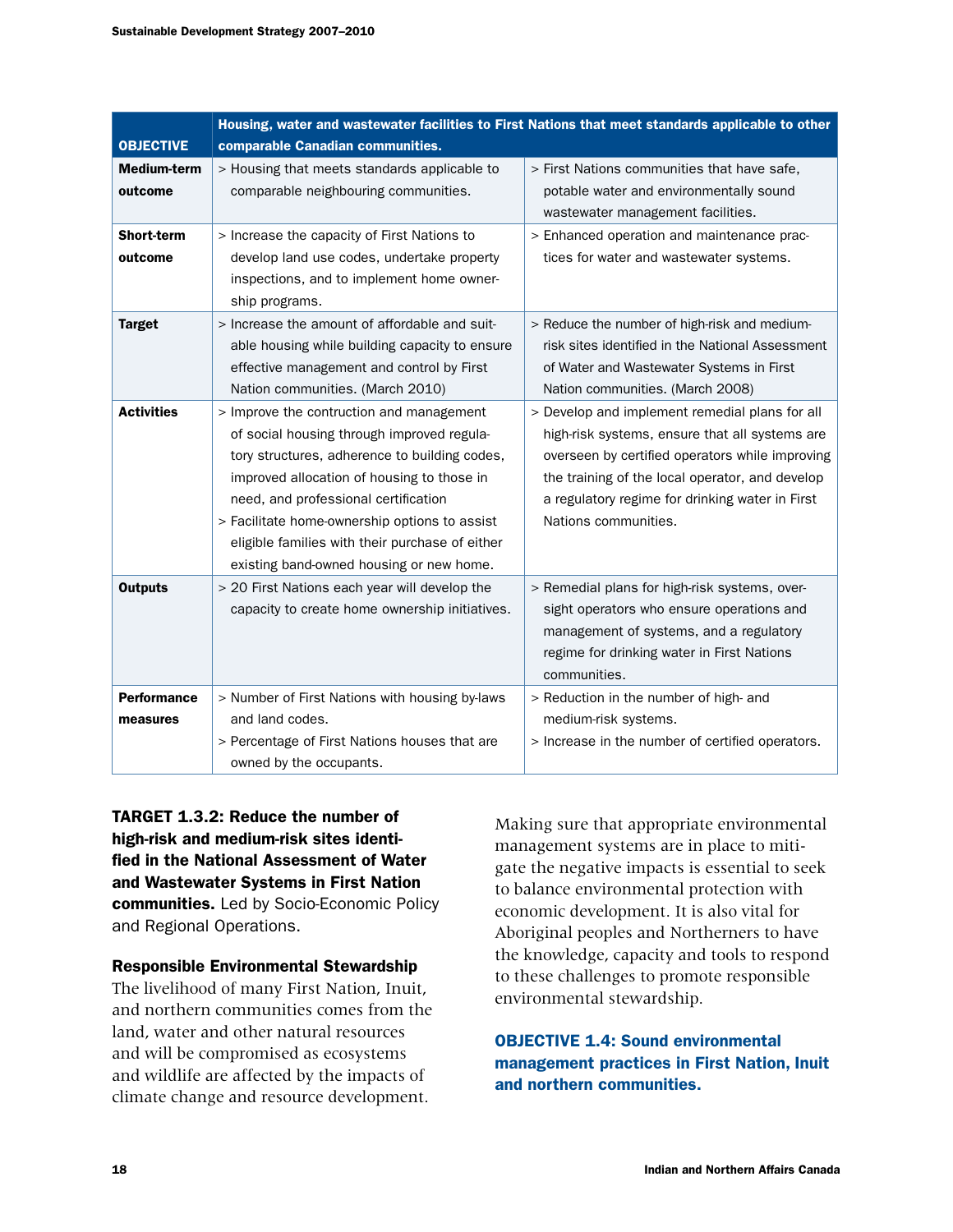| OBJECTIVE | Housing, water and wastewater facilities to First Nations that meet standards applicable to other comparable Canadian communities. | |
|---|---|---|
| **Medium-term outcome** | > Housing that meets standards applicable to comparable neighbouring communities. | > First Nations communities that have safe, potable water and environmentally sound wastewater management facilities. |
| **Short-term outcome** | > Increase the capacity of First Nations to develop land use codes, undertake property inspections, and to implement home ownership programs. | > Enhanced operation and maintenance practices for water and wastewater systems. |
| **Target** | > Increase the amount of affordable and suitable housing while building capacity to ensure effective management and control by First Nation communities. (March 2010) | > Reduce the number of high-risk and medium-risk sites identified in the National Assessment of Water and Wastewater Systems in First Nation communities. (March 2008) |
| **Activities** | > Improve the contruction and management of social housing through improved regulatory structures, adherence to building codes, improved allocation of housing to those in need, and professional certification<br>> Facilitate home-ownership options to assist eligible families with their purchase of either existing band-owned housing or new home. | > Develop and implement remedial plans for all high-risk systems, ensure that all systems are overseen by certified operators while improving the training of the local operator, and develop a regulatory regime for drinking water in First Nations communities. |
| **Outputs** | > 20 First Nations each year will develop the capacity to create home ownership initiatives. | > Remedial plans for high-risk systems, oversight operators who ensure operations and management of systems, and a regulatory regime for drinking water in First Nations communities. |
| **Performance measures** | > Number of First Nations with housing by-laws and land codes.<br>> Percentage of First Nations houses that are owned by the occupants. | > Reduction in the number of high- and medium-risk systems.<br>> Increase in the number of certified operators. |

**TARGET 1.3.2: Reduce the number of high-risk and medium-risk sites identified in the National Assessment of Water and Wastewater Systems in First Nation communities.** Led by Socio-Economic Policy and Regional Operations.

### Responsible Environmental Stewardship

The livelihood of many First Nation, Inuit, and northern communities comes from the land, water and other natural resources and will be compromised as ecosystems and wildlife are affected by the impacts of climate change and resource development. Making sure that appropriate environmental management systems are in place to mitigate the negative impacts is essential to seek to balance environmental protection with economic development. It is also vital for Aboriginal peoples and Northerners to have the knowledge, capacity and tools to respond to these challenges to promote responsible environmental stewardship.

### OBJECTIVE 1.4: Sound environmental management practices in First Nation, Inuit and northern communities.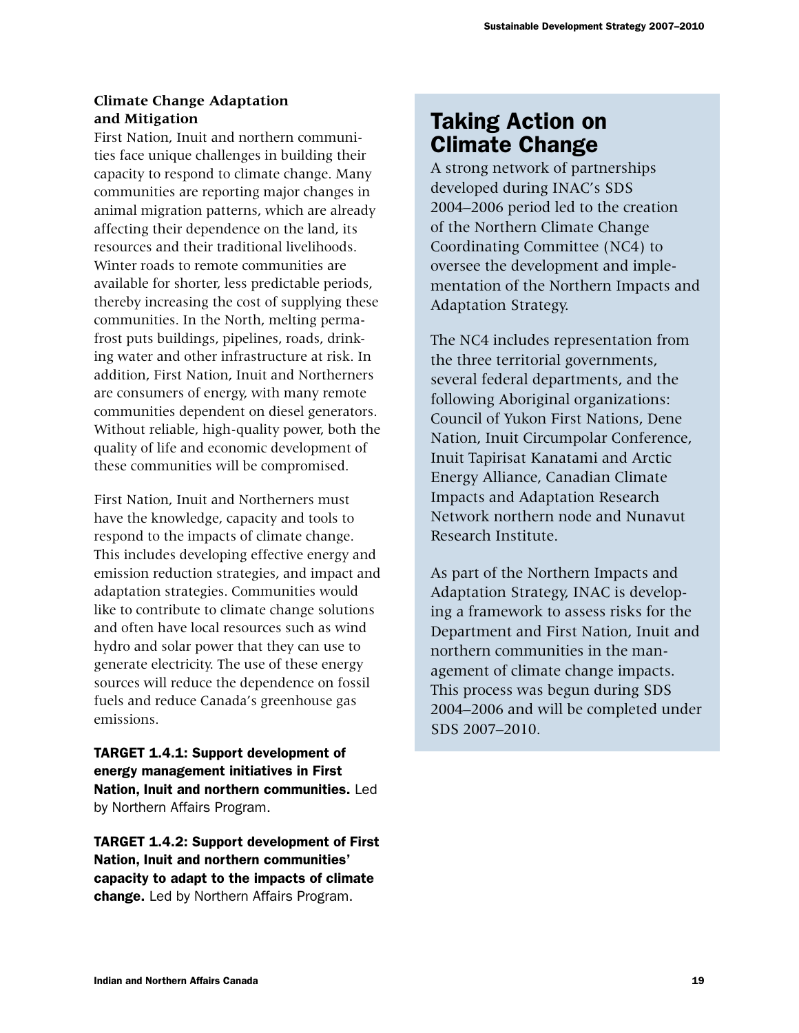### Climate Change Adaptation and Mitigation

First Nation, Inuit and northern communities face unique challenges in building their capacity to respond to climate change. Many communities are reporting major changes in animal migration patterns, which are already affecting their dependence on the land, its resources and their traditional livelihoods. Winter roads to remote communities are available for shorter, less predictable periods, thereby increasing the cost of supplying these communities. In the North, melting permafrost puts buildings, pipelines, roads, drinking water and other infrastructure at risk. In addition, First Nation, Inuit and Northerners are consumers of energy, with many remote communities dependent on diesel generators. Without reliable, high-quality power, both the quality of life and economic development of these communities will be compromised.

First Nation, Inuit and Northerners must have the knowledge, capacity and tools to respond to the impacts of climate change. This includes developing effective energy and emission reduction strategies, and impact and adaptation strategies. Communities would like to contribute to climate change solutions and often have local resources such as wind hydro and solar power that they can use to generate electricity. The use of these energy sources will reduce the dependence on fossil fuels and reduce Canada's greenhouse gas emissions.

**TARGET 1.4.1: Support development of energy management initiatives in First Nation, Inuit and northern communities.** Led by Northern Affairs Program.

**TARGET 1.4.2: Support development of First Nation, Inuit and northern communities' capacity to adapt to the impacts of climate change.** Led by Northern Affairs Program.

## Taking Action on Climate Change

A strong network of partnerships developed during INAC's SDS 2004–2006 period led to the creation of the Northern Climate Change Coordinating Committee (NC4) to oversee the development and implementation of the Northern Impacts and Adaptation Strategy.

The NC4 includes representation from the three territorial governments, several federal departments, and the following Aboriginal organizations: Council of Yukon First Nations, Dene Nation, Inuit Circumpolar Conference, Inuit Tapirisat Kanatami and Arctic Energy Alliance, Canadian Climate Impacts and Adaptation Research Network northern node and Nunavut Research Institute.

As part of the Northern Impacts and Adaptation Strategy, INAC is developing a framework to assess risks for the Department and First Nation, Inuit and northern communities in the management of climate change impacts. This process was begun during SDS 2004–2006 and will be completed under SDS 2007–2010.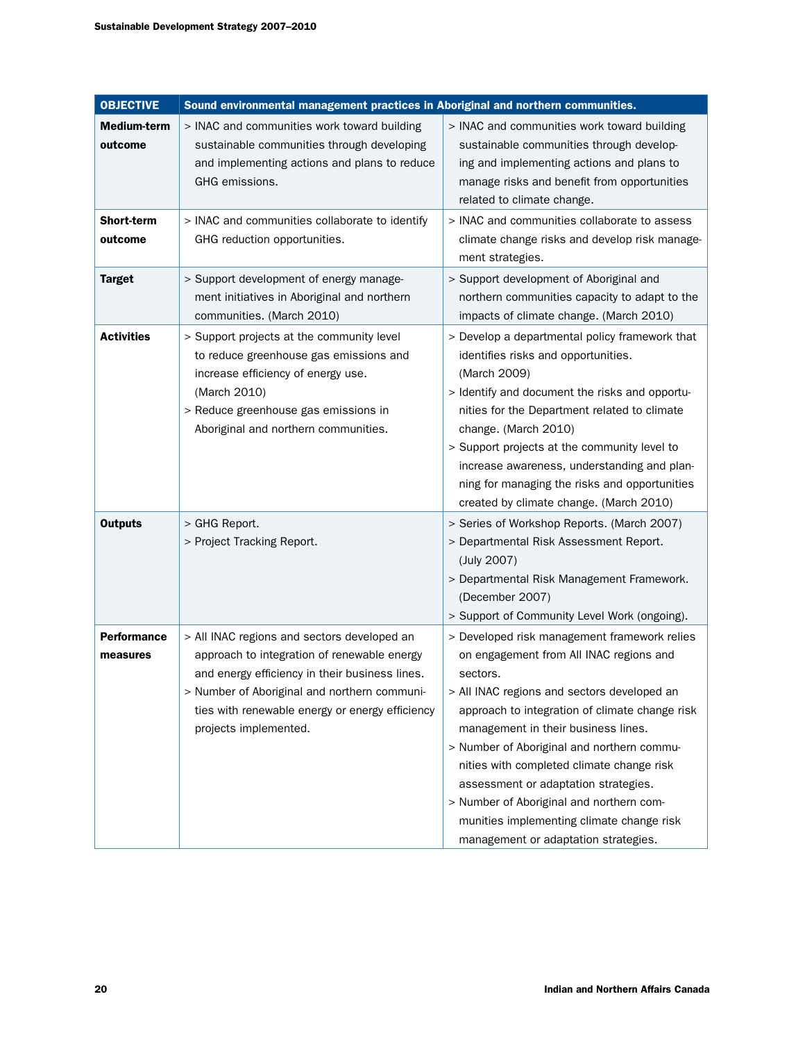| OBJECTIVE | Sound environmental management practices in Aboriginal and northern communities. | |
|---|---|---|
| **Medium-term outcome** | > INAC and communities work toward building sustainable communities through developing and implementing actions and plans to reduce GHG emissions. | > INAC and communities work toward building sustainable communities through developing and implementing actions and plans to manage risks and benefit from opportunities related to climate change. |
| **Short-term outcome** | > INAC and communities collaborate to identify GHG reduction opportunities. | > INAC and communities collaborate to assess climate change risks and develop risk management strategies. |
| **Target** | > Support development of energy management initiatives in Aboriginal and northern communities. (March 2010) | > Support development of Aboriginal and northern communities capacity to adapt to the impacts of climate change. (March 2010) |
| **Activities** | > Support projects at the community level to reduce greenhouse gas emissions and increase efficiency of energy use. (March 2010)<br>> Reduce greenhouse gas emissions in Aboriginal and northern communities. | > Develop a departmental policy framework that identifies risks and opportunities. (March 2009)<br>> Identify and document the risks and opportunities for the Department related to climate change. (March 2010)<br>> Support projects at the community level to increase awareness, understanding and planning for managing the risks and opportunities created by climate change. (March 2010) |
| **Outputs** | > GHG Report.<br>> Project Tracking Report. | > Series of Workshop Reports. (March 2007)<br>> Departmental Risk Assessment Report. (July 2007)<br>> Departmental Risk Management Framework. (December 2007)<br>> Support of Community Level Work (ongoing). |
| **Performance measures** | > All INAC regions and sectors developed an approach to integration of renewable energy and energy efficiency in their business lines.<br>> Number of Aboriginal and northern communities with renewable energy or energy efficiency projects implemented. | > Developed risk management framework relies on engagement from All INAC regions and sectors.<br>> All INAC regions and sectors developed an approach to integration of climate change risk management in their business lines.<br>> Number of Aboriginal and northern communities with completed climate change risk assessment or adaptation strategies.<br>> Number of Aboriginal and northern communities implementing climate change risk management or adaptation strategies. |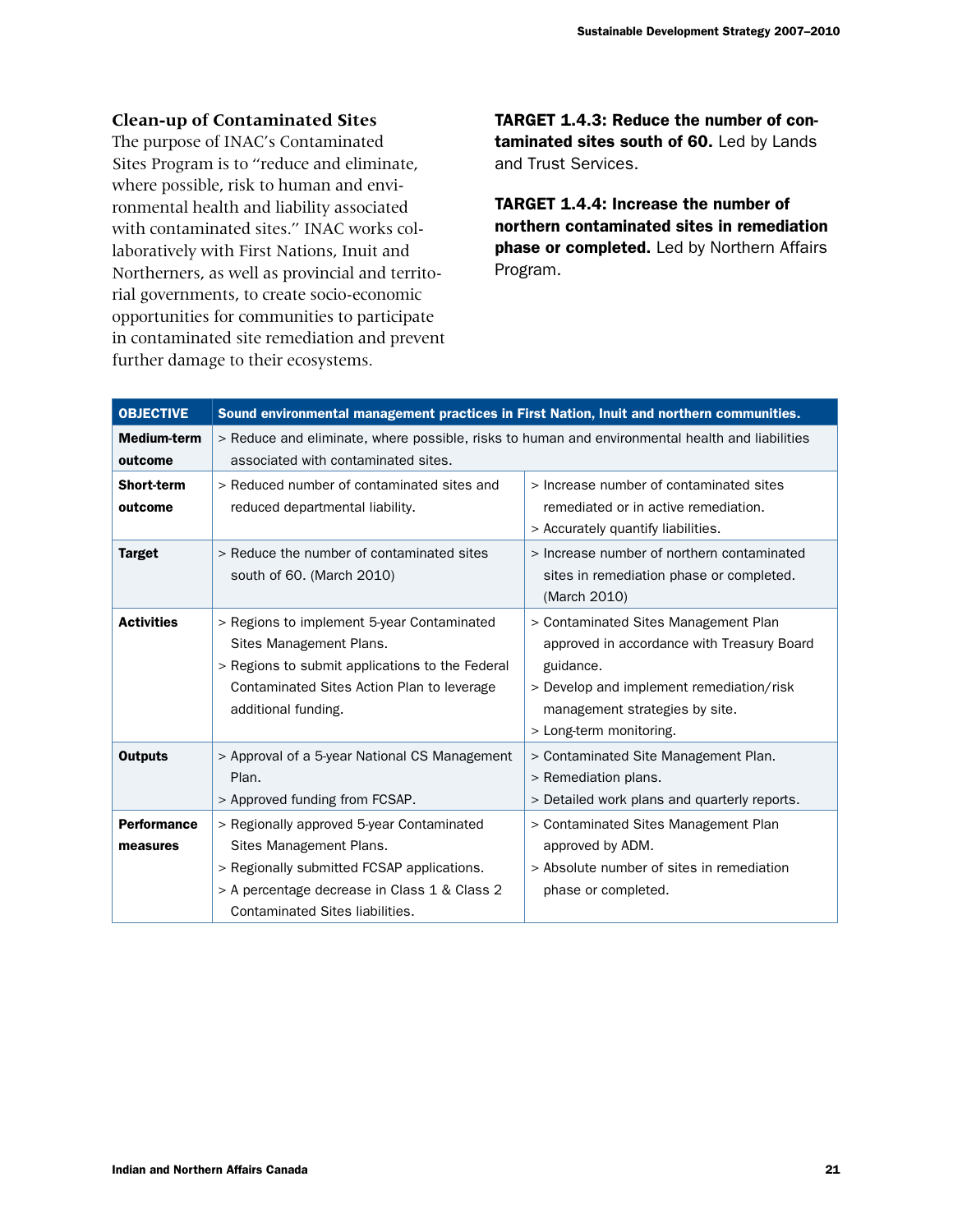### Clean-up of Contaminated Sites

The purpose of INAC's Contaminated Sites Program is to "reduce and eliminate, where possible, risk to human and environmental health and liability associated with contaminated sites." INAC works collaboratively with First Nations, Inuit and Northerners, as well as provincial and territorial governments, to create socio-economic opportunities for communities to participate in contaminated site remediation and prevent further damage to their ecosystems.

**TARGET 1.4.3: Reduce the number of contaminated sites south of 60.** Led by Lands and Trust Services.

**TARGET 1.4.4: Increase the number of northern contaminated sites in remediation phase or completed.** Led by Northern Affairs Program.

| OBJECTIVE | Sound environmental management practices in First Nation, Inuit and northern communities. | |
|---|---|---|
| **Medium-term outcome** | > Reduce and eliminate, where possible, risks to human and environmental health and liabilities associated with contaminated sites. | |
| **Short-term outcome** | > Reduced number of contaminated sites and reduced departmental liability. | > Increase number of contaminated sites remediated or in active remediation.<br>> Accurately quantify liabilities. |
| **Target** | > Reduce the number of contaminated sites south of 60. (March 2010) | > Increase number of northern contaminated sites in remediation phase or completed. (March 2010) |
| **Activities** | > Regions to implement 5-year Contaminated Sites Management Plans.<br>> Regions to submit applications to the Federal Contaminated Sites Action Plan to leverage additional funding. | > Contaminated Sites Management Plan approved in accordance with Treasury Board guidance.<br>> Develop and implement remediation/risk management strategies by site.<br>> Long-term monitoring. |
| **Outputs** | > Approval of a 5-year National CS Management Plan.<br>> Approved funding from FCSAP. | > Contaminated Site Management Plan.<br>> Remediation plans.<br>> Detailed work plans and quarterly reports. |
| **Performance measures** | > Regionally approved 5-year Contaminated Sites Management Plans.<br>> Regionally submitted FCSAP applications.<br>> A percentage decrease in Class 1 & Class 2 Contaminated Sites liabilities. | > Contaminated Sites Management Plan approved by ADM.<br>> Absolute number of sites in remediation phase or completed. |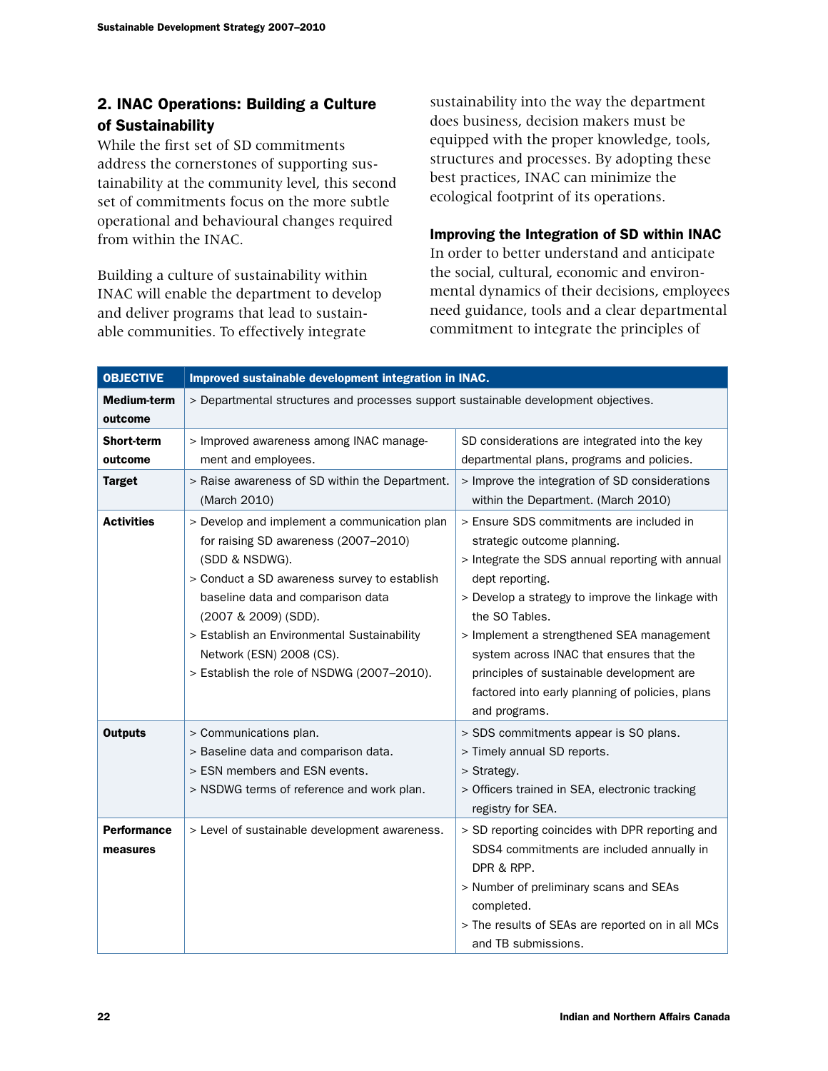## 2. INAC Operations: Building a Culture of Sustainability

While the first set of SD commitments address the cornerstones of supporting sustainability at the community level, this second set of commitments focus on the more subtle operational and behavioural changes required from within the INAC.

Building a culture of sustainability within INAC will enable the department to develop and deliver programs that lead to sustainable communities. To effectively integrate sustainability into the way the department does business, decision makers must be equipped with the proper knowledge, tools, structures and processes. By adopting these best practices, INAC can minimize the ecological footprint of its operations.

### Improving the Integration of SD within INAC

In order to better understand and anticipate the social, cultural, economic and environmental dynamics of their decisions, employees need guidance, tools and a clear departmental commitment to integrate the principles of

| **OBJECTIVE** | **Improved sustainable development integration in INAC.** | |
|---|---|---|
| **Medium-term outcome** | > Departmental structures and processes support sustainable development objectives. | |
| **Short-term outcome** | > Improved awareness among INAC management and employees. | SD considerations are integrated into the key departmental plans, programs and policies. |
| **Target** | > Raise awareness of SD within the Department. (March 2010) | > Improve the integration of SD considerations within the Department. (March 2010) |
| **Activities** | > Develop and implement a communication plan for raising SD awareness (2007–2010) (SDD & NSDWG).<br>> Conduct a SD awareness survey to establish baseline data and comparison data (2007 & 2009) (SDD).<br>> Establish an Environmental Sustainability Network (ESN) 2008 (CS).<br>> Establish the role of NSDWG (2007–2010). | > Ensure SDS commitments are included in strategic outcome planning.<br>> Integrate the SDS annual reporting with annual dept reporting.<br>> Develop a strategy to improve the linkage with the SO Tables.<br>> Implement a strengthened SEA management system across INAC that ensures that the principles of sustainable development are factored into early planning of policies, plans and programs. |
| **Outputs** | > Communications plan.<br>> Baseline data and comparison data.<br>> ESN members and ESN events.<br>> NSDWG terms of reference and work plan. | > SDS commitments appear is SO plans.<br>> Timely annual SD reports.<br>> Strategy.<br>> Officers trained in SEA, electronic tracking registry for SEA. |
| **Performance measures** | > Level of sustainable development awareness. | > SD reporting coincides with DPR reporting and SDS4 commitments are included annually in DPR & RPP.<br>> Number of preliminary scans and SEAs completed.<br>> The results of SEAs are reported on in all MCs and TB submissions. |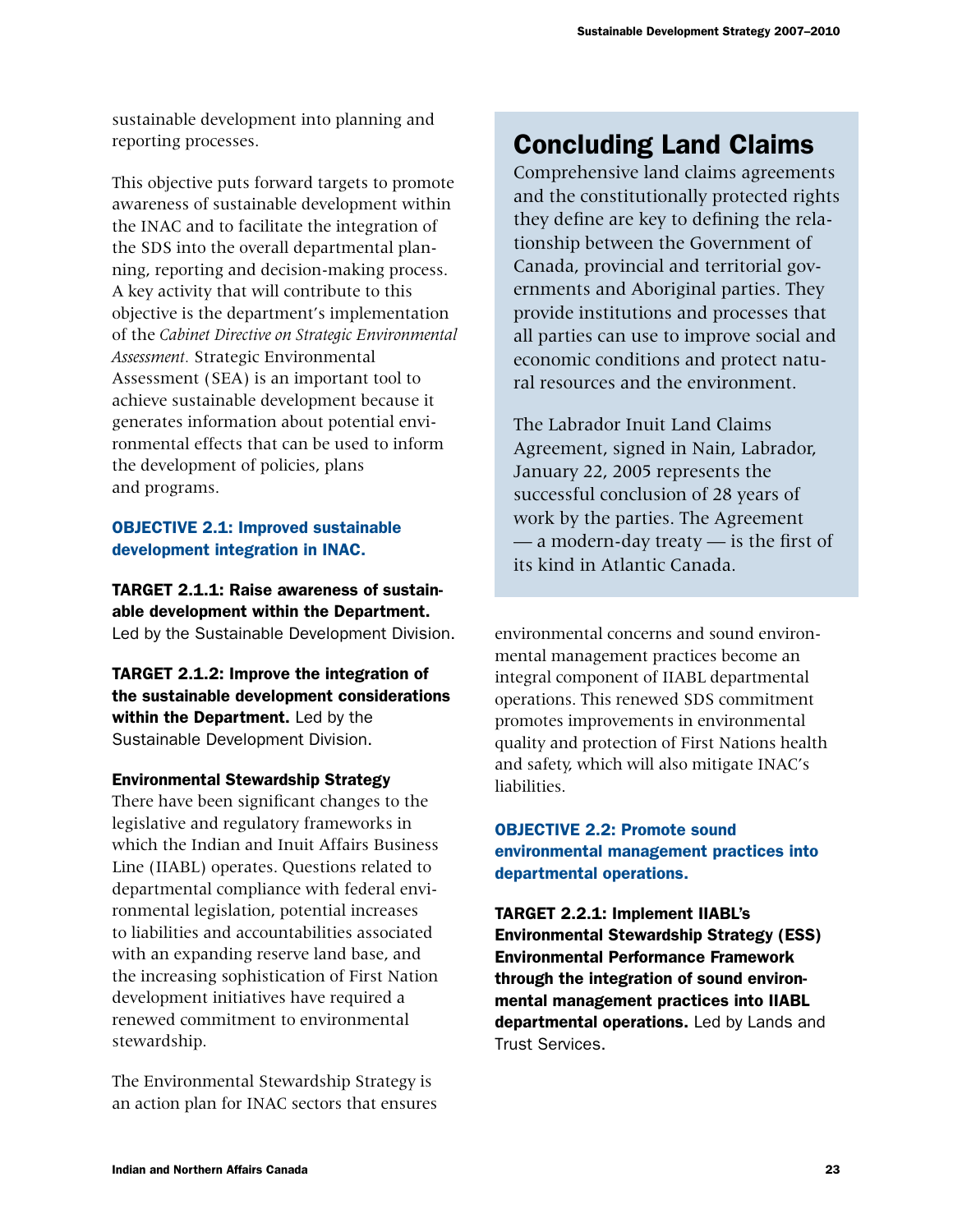sustainable development into planning and reporting processes.

This objective puts forward targets to promote awareness of sustainable development within the INAC and to facilitate the integration of the SDS into the overall departmental planning, reporting and decision-making process. A key activity that will contribute to this objective is the department's implementation of the *Cabinet Directive on Strategic Environmental Assessment.* Strategic Environmental Assessment (SEA) is an important tool to achieve sustainable development because it generates information about potential environmental effects that can be used to inform the development of policies, plans and programs.

### OBJECTIVE 2.1: Improved sustainable development integration in INAC.

**TARGET 2.1.1: Raise awareness of sustainable development within the Department.** Led by the Sustainable Development Division.

**TARGET 2.1.2: Improve the integration of the sustainable development considerations within the Department.** Led by the Sustainable Development Division.

#### Environmental Stewardship Strategy

There have been significant changes to the legislative and regulatory frameworks in which the Indian and Inuit Affairs Business Line (IIABL) operates. Questions related to departmental compliance with federal environmental legislation, potential increases to liabilities and accountabilities associated with an expanding reserve land base, and the increasing sophistication of First Nation development initiatives have required a renewed commitment to environmental stewardship.

The Environmental Stewardship Strategy is an action plan for INAC sectors that ensures environmental concerns and sound environmental management practices become an integral component of IIABL departmental operations. This renewed SDS commitment promotes improvements in environmental quality and protection of First Nations health and safety, which will also mitigate INAC's liabilities.

### OBJECTIVE 2.2: Promote sound environmental management practices into departmental operations.

**TARGET 2.2.1: Implement IIABL's Environmental Stewardship Strategy (ESS) Environmental Performance Framework through the integration of sound environmental management practices into IIABL departmental operations.** Led by Lands and Trust Services.

## Concluding Land Claims

Comprehensive land claims agreements and the constitutionally protected rights they define are key to defining the relationship between the Government of Canada, provincial and territorial governments and Aboriginal parties. They provide institutions and processes that all parties can use to improve social and economic conditions and protect natural resources and the environment.

The Labrador Inuit Land Claims Agreement, signed in Nain, Labrador, January 22, 2005 represents the successful conclusion of 28 years of work by the parties. The Agreement — a modern-day treaty — is the first of its kind in Atlantic Canada.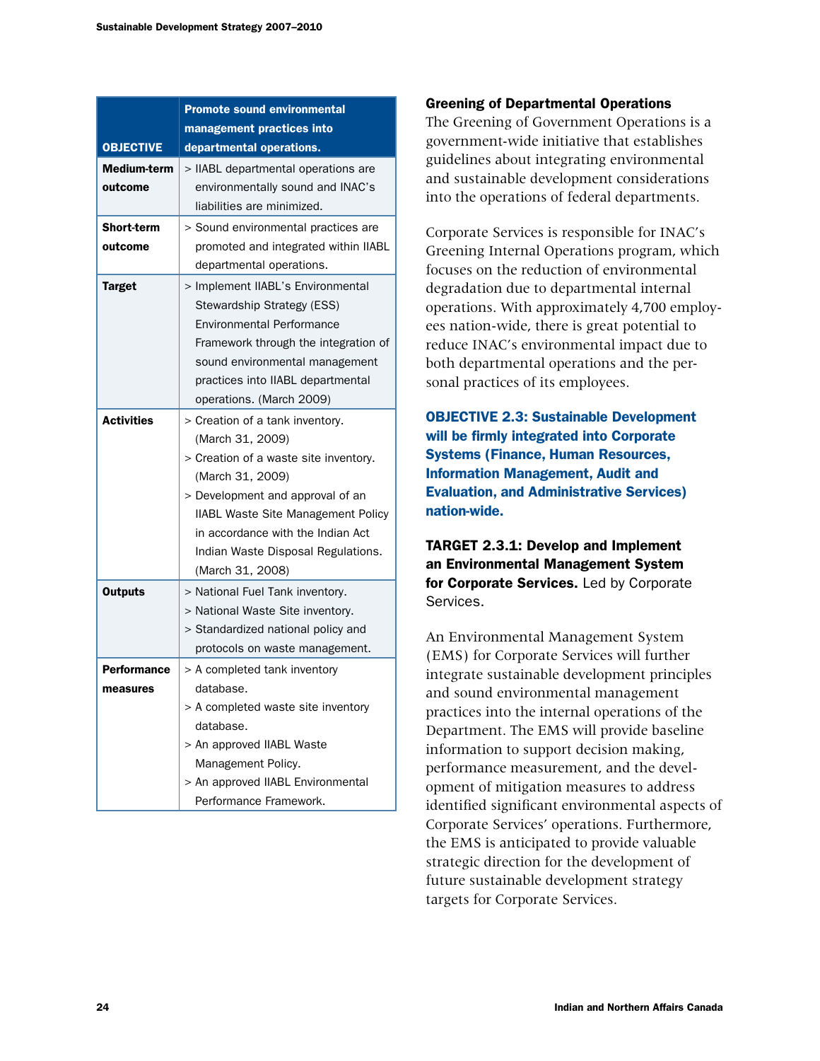| OBJECTIVE | Promote sound environmental management practices into departmental operations. |
|---|---|
| Medium-term outcome | > IIABL departmental operations are environmentally sound and INAC's liabilities are minimized. |
| Short-term outcome | > Sound environmental practices are promoted and integrated within IIABL departmental operations. |
| Target | > Implement IIABL's Environmental Stewardship Strategy (ESS) Environmental Performance Framework through the integration of sound environmental management practices into IIABL departmental operations. (March 2009) |
| Activities | > Creation of a tank inventory. (March 31, 2009)<br>> Creation of a waste site inventory. (March 31, 2009)<br>> Development and approval of an IIABL Waste Site Management Policy in accordance with the Indian Act Indian Waste Disposal Regulations. (March 31, 2008) |
| Outputs | > National Fuel Tank inventory.<br>> National Waste Site inventory.<br>> Standardized national policy and protocols on waste management. |
| Performance measures | > A completed tank inventory database.<br>> A completed waste site inventory database.<br>> An approved IIABL Waste Management Policy.<br>> An approved IIABL Environmental Performance Framework. |

## Greening of Departmental Operations

The Greening of Government Operations is a government-wide initiative that establishes guidelines about integrating environmental and sustainable development considerations into the operations of federal departments.

Corporate Services is responsible for INAC's Greening Internal Operations program, which focuses on the reduction of environmental degradation due to departmental internal operations. With approximately 4,700 employees nation-wide, there is great potential to reduce INAC's environmental impact due to both departmental operations and the personal practices of its employees.

### OBJECTIVE 2.3: Sustainable Development will be firmly integrated into Corporate Systems (Finance, Human Resources, Information Management, Audit and Evaluation, and Administrative Services) nation-wide.

**TARGET 2.3.1: Develop and Implement an Environmental Management System for Corporate Services.** Led by Corporate Services.

An Environmental Management System (EMS) for Corporate Services will further integrate sustainable development principles and sound environmental management practices into the internal operations of the Department. The EMS will provide baseline information to support decision making, performance measurement, and the development of mitigation measures to address identified significant environmental aspects of Corporate Services' operations. Furthermore, the EMS is anticipated to provide valuable strategic direction for the development of future sustainable development strategy targets for Corporate Services.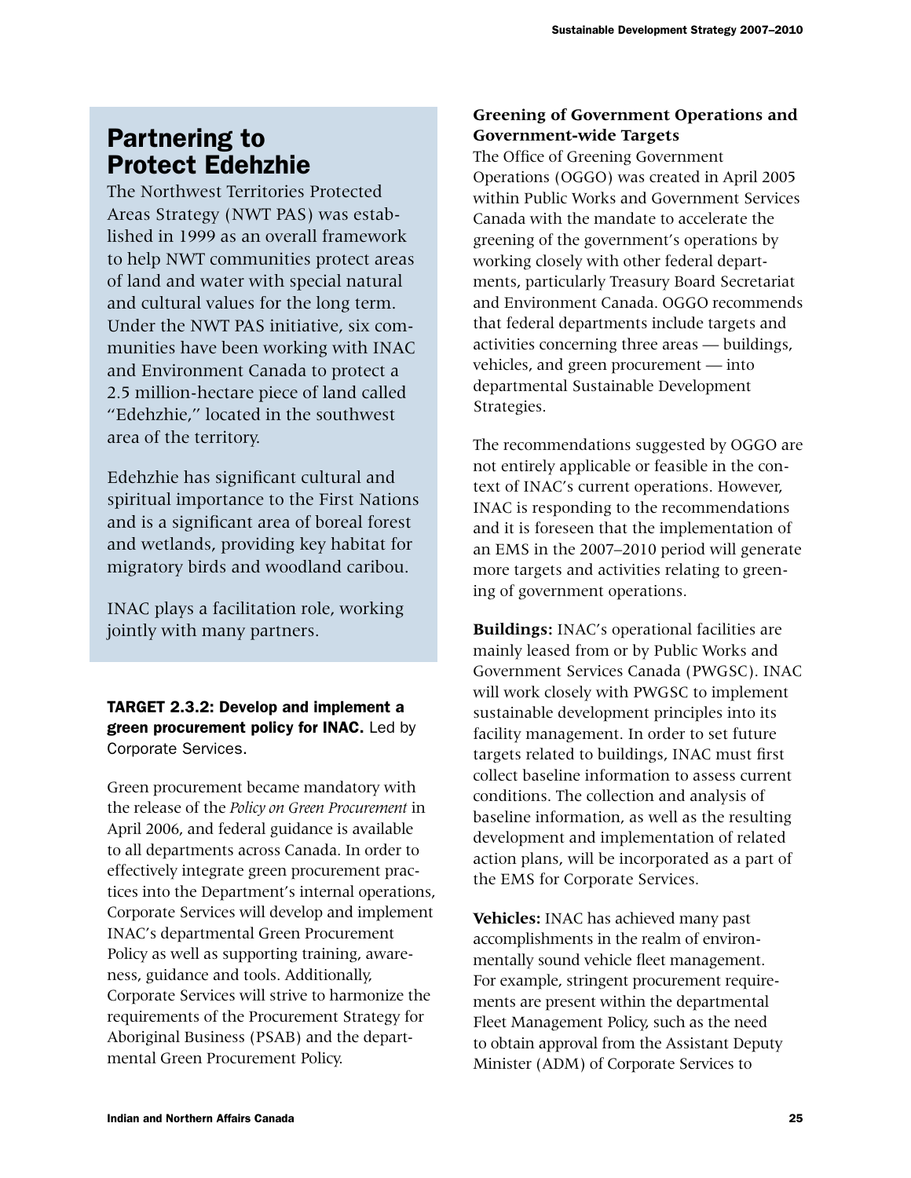## Partnering to Protect Edehzhie

The Northwest Territories Protected Areas Strategy (NWT PAS) was established in 1999 as an overall framework to help NWT communities protect areas of land and water with special natural and cultural values for the long term. Under the NWT PAS initiative, six communities have been working with INAC and Environment Canada to protect a 2.5 million-hectare piece of land called "Edehzhie," located in the southwest area of the territory.

Edehzhie has significant cultural and spiritual importance to the First Nations and is a significant area of boreal forest and wetlands, providing key habitat for migratory birds and woodland caribou.

INAC plays a facilitation role, working jointly with many partners.

**TARGET 2.3.2: Develop and implement a green procurement policy for INAC.** Led by Corporate Services.

Green procurement became mandatory with the release of the *Policy on Green Procurement* in April 2006, and federal guidance is available to all departments across Canada. In order to effectively integrate green procurement practices into the Department's internal operations, Corporate Services will develop and implement INAC's departmental Green Procurement Policy as well as supporting training, awareness, guidance and tools. Additionally, Corporate Services will strive to harmonize the requirements of the Procurement Strategy for Aboriginal Business (PSAB) and the departmental Green Procurement Policy.

### Greening of Government Operations and Government-wide Targets

The Office of Greening Government Operations (OGGO) was created in April 2005 within Public Works and Government Services Canada with the mandate to accelerate the greening of the government's operations by working closely with other federal departments, particularly Treasury Board Secretariat and Environment Canada. OGGO recommends that federal departments include targets and activities concerning three areas — buildings, vehicles, and green procurement — into departmental Sustainable Development Strategies.

The recommendations suggested by OGGO are not entirely applicable or feasible in the context of INAC's current operations. However, INAC is responding to the recommendations and it is foreseen that the implementation of an EMS in the 2007–2010 period will generate more targets and activities relating to greening of government operations.

**Buildings:** INAC's operational facilities are mainly leased from or by Public Works and Government Services Canada (PWGSC). INAC will work closely with PWGSC to implement sustainable development principles into its facility management. In order to set future targets related to buildings, INAC must first collect baseline information to assess current conditions. The collection and analysis of baseline information, as well as the resulting development and implementation of related action plans, will be incorporated as a part of the EMS for Corporate Services.

**Vehicles:** INAC has achieved many past accomplishments in the realm of environmentally sound vehicle fleet management. For example, stringent procurement requirements are present within the departmental Fleet Management Policy, such as the need to obtain approval from the Assistant Deputy Minister (ADM) of Corporate Services to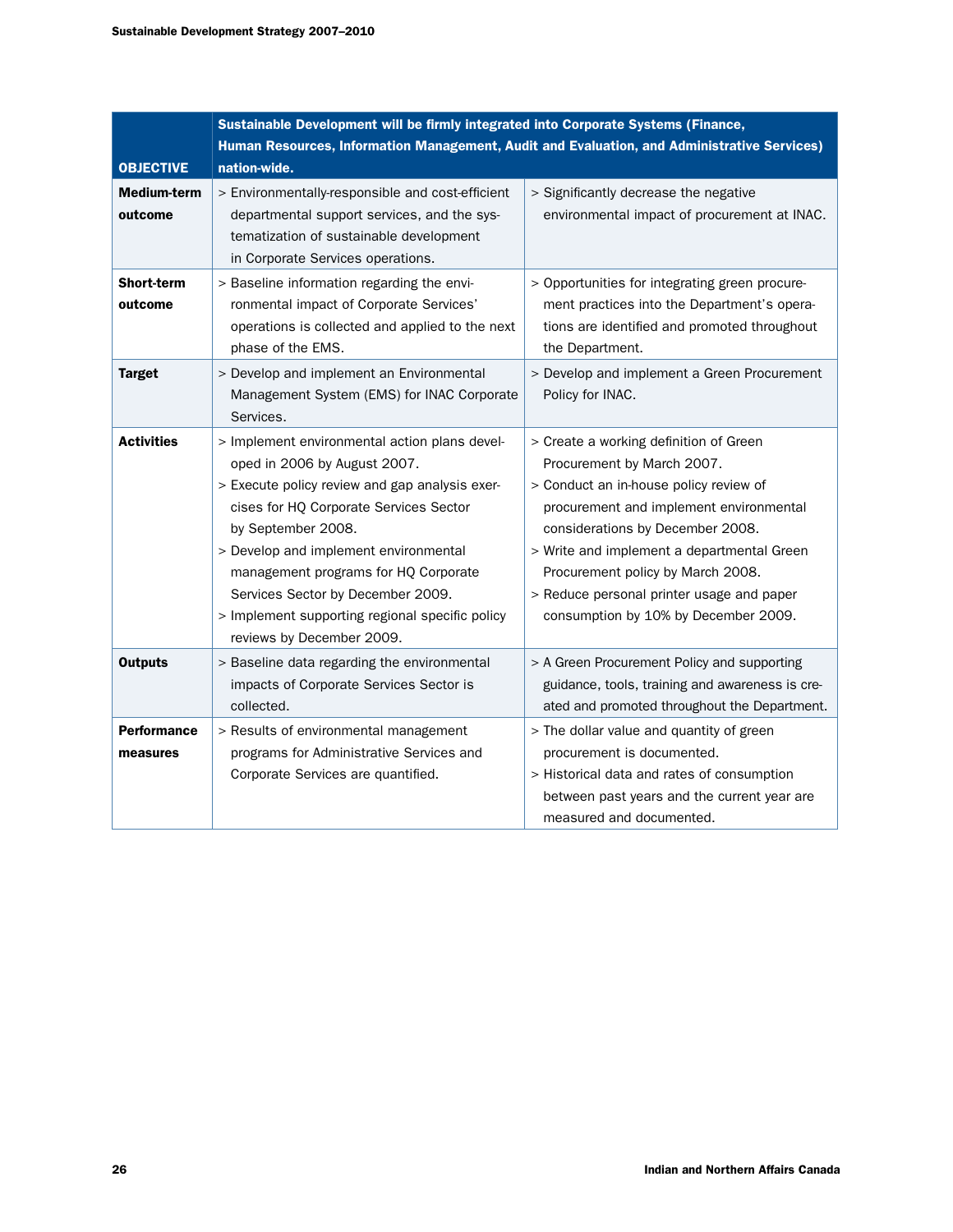| OBJECTIVE | Sustainable Development will be firmly integrated into Corporate Systems (Finance, Human Resources, Information Management, Audit and Evaluation, and Administrative Services) nation-wide. | |
|---|---|---|
| **Medium-term outcome** | > Environmentally-responsible and cost-efficient departmental support services, and the systematization of sustainable development in Corporate Services operations. | > Significantly decrease the negative environmental impact of procurement at INAC. |
| **Short-term outcome** | > Baseline information regarding the environmental impact of Corporate Services' operations is collected and applied to the next phase of the EMS. | > Opportunities for integrating green procurement practices into the Department's operations are identified and promoted throughout the Department. |
| **Target** | > Develop and implement an Environmental Management System (EMS) for INAC Corporate Services. | > Develop and implement a Green Procurement Policy for INAC. |
| **Activities** | > Implement environmental action plans developed in 2006 by August 2007.<br>> Execute policy review and gap analysis exercises for HQ Corporate Services Sector by September 2008.<br>> Develop and implement environmental management programs for HQ Corporate Services Sector by December 2009.<br>> Implement supporting regional specific policy reviews by December 2009. | > Create a working definition of Green Procurement by March 2007.<br>> Conduct an in-house policy review of procurement and implement environmental considerations by December 2008.<br>> Write and implement a departmental Green Procurement policy by March 2008.<br>> Reduce personal printer usage and paper consumption by 10% by December 2009. |
| **Outputs** | > Baseline data regarding the environmental impacts of Corporate Services Sector is collected. | > A Green Procurement Policy and supporting guidance, tools, training and awareness is created and promoted throughout the Department. |
| **Performance measures** | > Results of environmental management programs for Administrative Services and Corporate Services are quantified. | > The dollar value and quantity of green procurement is documented.<br>> Historical data and rates of consumption between past years and the current year are measured and documented. |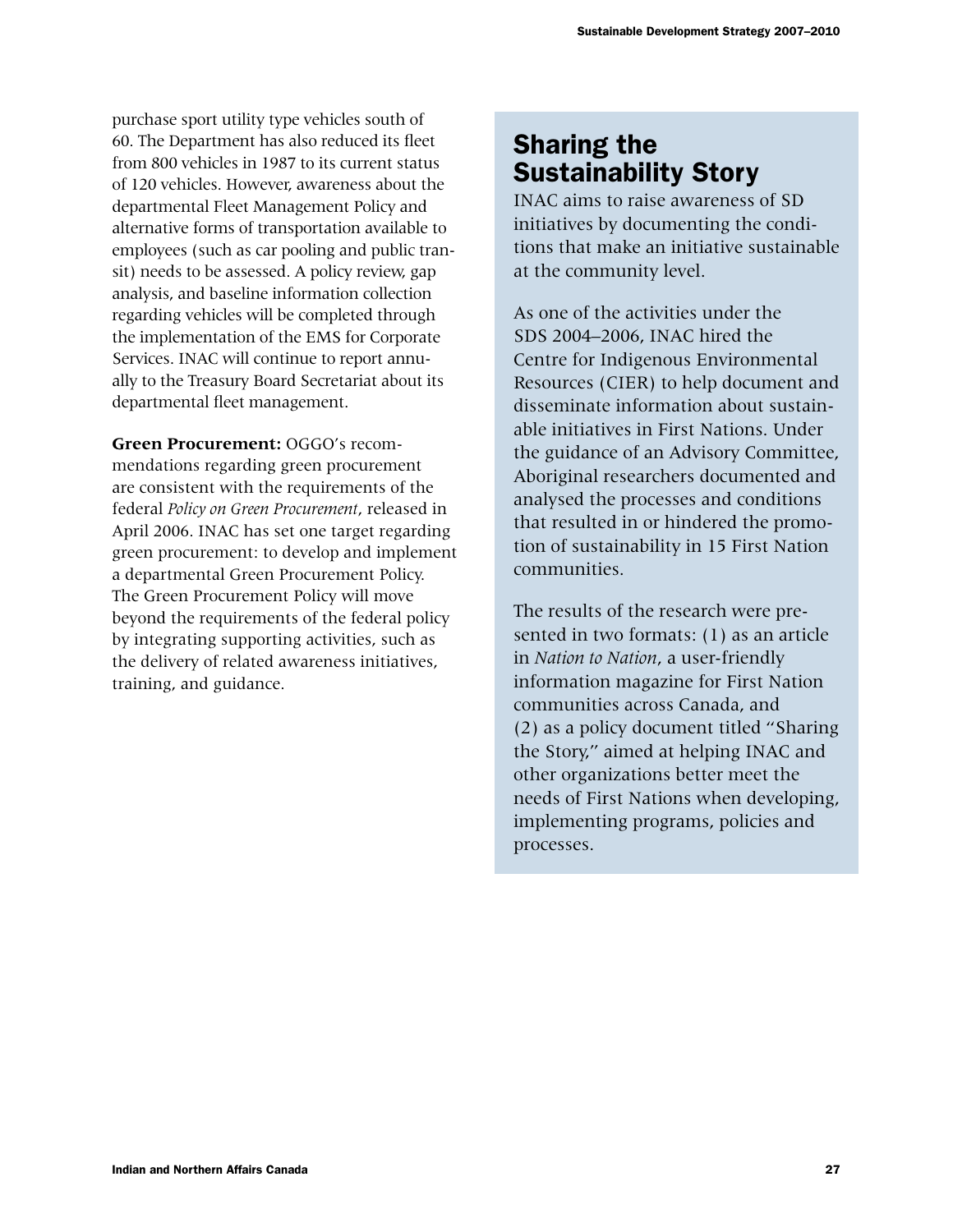purchase sport utility type vehicles south of 60. The Department has also reduced its fleet from 800 vehicles in 1987 to its current status of 120 vehicles. However, awareness about the departmental Fleet Management Policy and alternative forms of transportation available to employees (such as car pooling and public transit) needs to be assessed. A policy review, gap analysis, and baseline information collection regarding vehicles will be completed through the implementation of the EMS for Corporate Services. INAC will continue to report annually to the Treasury Board Secretariat about its departmental fleet management.

**Green Procurement:** OGGO's recommendations regarding green procurement are consistent with the requirements of the federal *Policy on Green Procurement*, released in April 2006. INAC has set one target regarding green procurement: to develop and implement a departmental Green Procurement Policy. The Green Procurement Policy will move beyond the requirements of the federal policy by integrating supporting activities, such as the delivery of related awareness initiatives, training, and guidance.

## Sharing the Sustainability Story

INAC aims to raise awareness of SD initiatives by documenting the conditions that make an initiative sustainable at the community level.

As one of the activities under the SDS 2004–2006, INAC hired the Centre for Indigenous Environmental Resources (CIER) to help document and disseminate information about sustainable initiatives in First Nations. Under the guidance of an Advisory Committee, Aboriginal researchers documented and analysed the processes and conditions that resulted in or hindered the promotion of sustainability in 15 First Nation communities.

The results of the research were presented in two formats: (1) as an article in *Nation to Nation*, a user-friendly information magazine for First Nation communities across Canada, and (2) as a policy document titled "Sharing the Story," aimed at helping INAC and other organizations better meet the needs of First Nations when developing, implementing programs, policies and processes.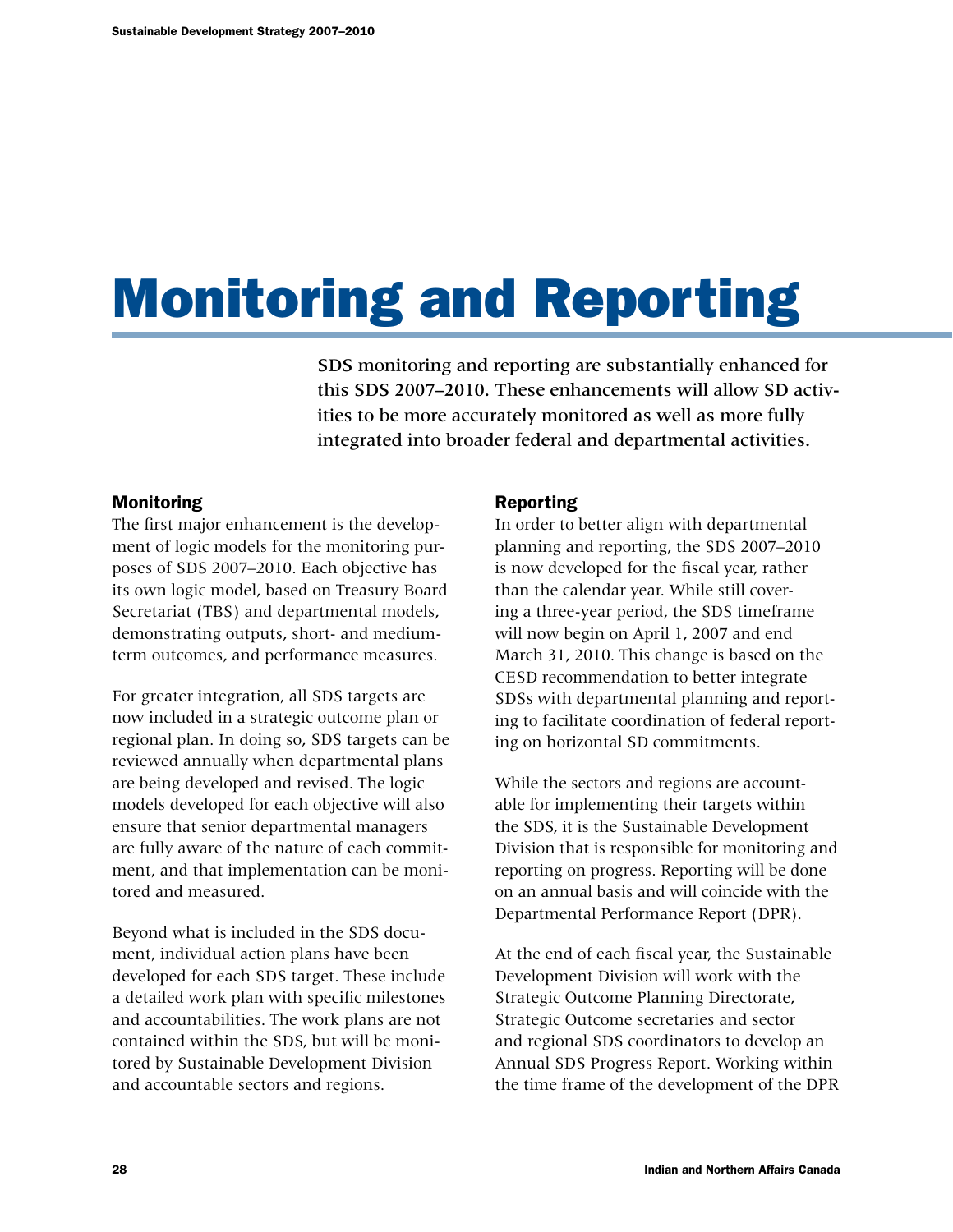# Monitoring and Reporting

**SDS monitoring and reporting are substantially enhanced for this SDS 2007–2010. These enhancements will allow SD activities to be more accurately monitored as well as more fully integrated into broader federal and departmental activities.**

## Monitoring

The first major enhancement is the development of logic models for the monitoring purposes of SDS 2007–2010. Each objective has its own logic model, based on Treasury Board Secretariat (TBS) and departmental models, demonstrating outputs, short- and medium-term outcomes, and performance measures.

For greater integration, all SDS targets are now included in a strategic outcome plan or regional plan. In doing so, SDS targets can be reviewed annually when departmental plans are being developed and revised. The logic models developed for each objective will also ensure that senior departmental managers are fully aware of the nature of each commitment, and that implementation can be monitored and measured.

Beyond what is included in the SDS document, individual action plans have been developed for each SDS target. These include a detailed work plan with specific milestones and accountabilities. The work plans are not contained within the SDS, but will be monitored by Sustainable Development Division and accountable sectors and regions.

## Reporting

In order to better align with departmental planning and reporting, the SDS 2007–2010 is now developed for the fiscal year, rather than the calendar year. While still covering a three-year period, the SDS timeframe will now begin on April 1, 2007 and end March 31, 2010. This change is based on the CESD recommendation to better integrate SDSs with departmental planning and reporting to facilitate coordination of federal reporting on horizontal SD commitments.

While the sectors and regions are accountable for implementing their targets within the SDS, it is the Sustainable Development Division that is responsible for monitoring and reporting on progress. Reporting will be done on an annual basis and will coincide with the Departmental Performance Report (DPR).

At the end of each fiscal year, the Sustainable Development Division will work with the Strategic Outcome Planning Directorate, Strategic Outcome secretaries and sector and regional SDS coordinators to develop an Annual SDS Progress Report. Working within the time frame of the development of the DPR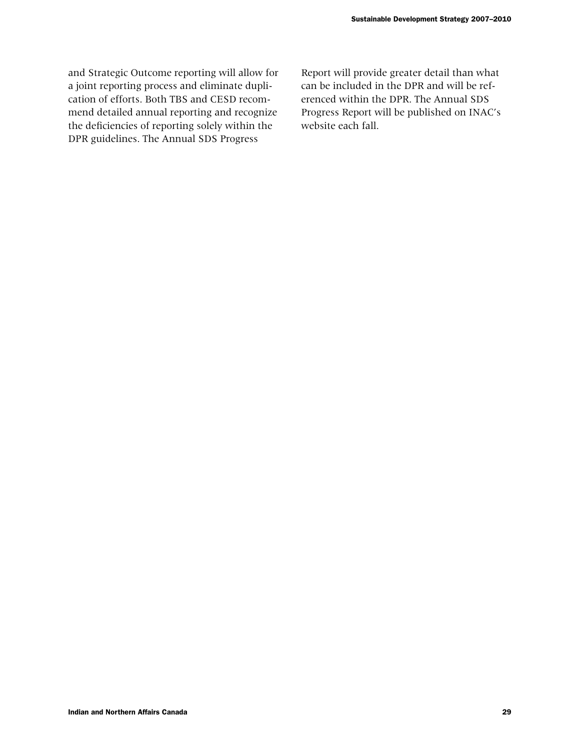and Strategic Outcome reporting will allow for a joint reporting process and eliminate duplication of efforts. Both TBS and CESD recommend detailed annual reporting and recognize the deficiencies of reporting solely within the DPR guidelines. The Annual SDS Progress Report will provide greater detail than what can be included in the DPR and will be referenced within the DPR. The Annual SDS Progress Report will be published on INAC's website each fall.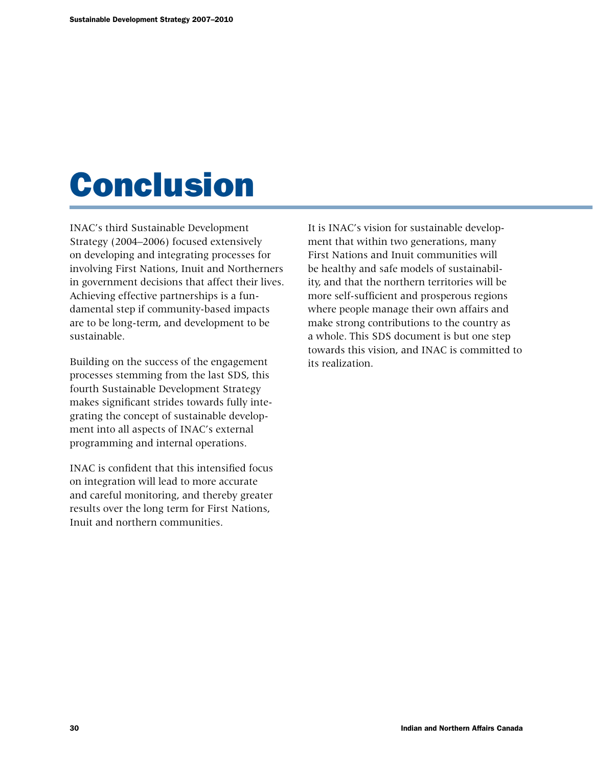# Conclusion

INAC's third Sustainable Development Strategy (2004–2006) focused extensively on developing and integrating processes for involving First Nations, Inuit and Northerners in government decisions that affect their lives. Achieving effective partnerships is a fundamental step if community-based impacts are to be long-term, and development to be sustainable.

Building on the success of the engagement processes stemming from the last SDS, this fourth Sustainable Development Strategy makes significant strides towards fully integrating the concept of sustainable development into all aspects of INAC's external programming and internal operations.

INAC is confident that this intensified focus on integration will lead to more accurate and careful monitoring, and thereby greater results over the long term for First Nations, Inuit and northern communities.

It is INAC's vision for sustainable development that within two generations, many First Nations and Inuit communities will be healthy and safe models of sustainability, and that the northern territories will be more self-sufficient and prosperous regions where people manage their own affairs and make strong contributions to the country as a whole. This SDS document is but one step towards this vision, and INAC is committed to its realization.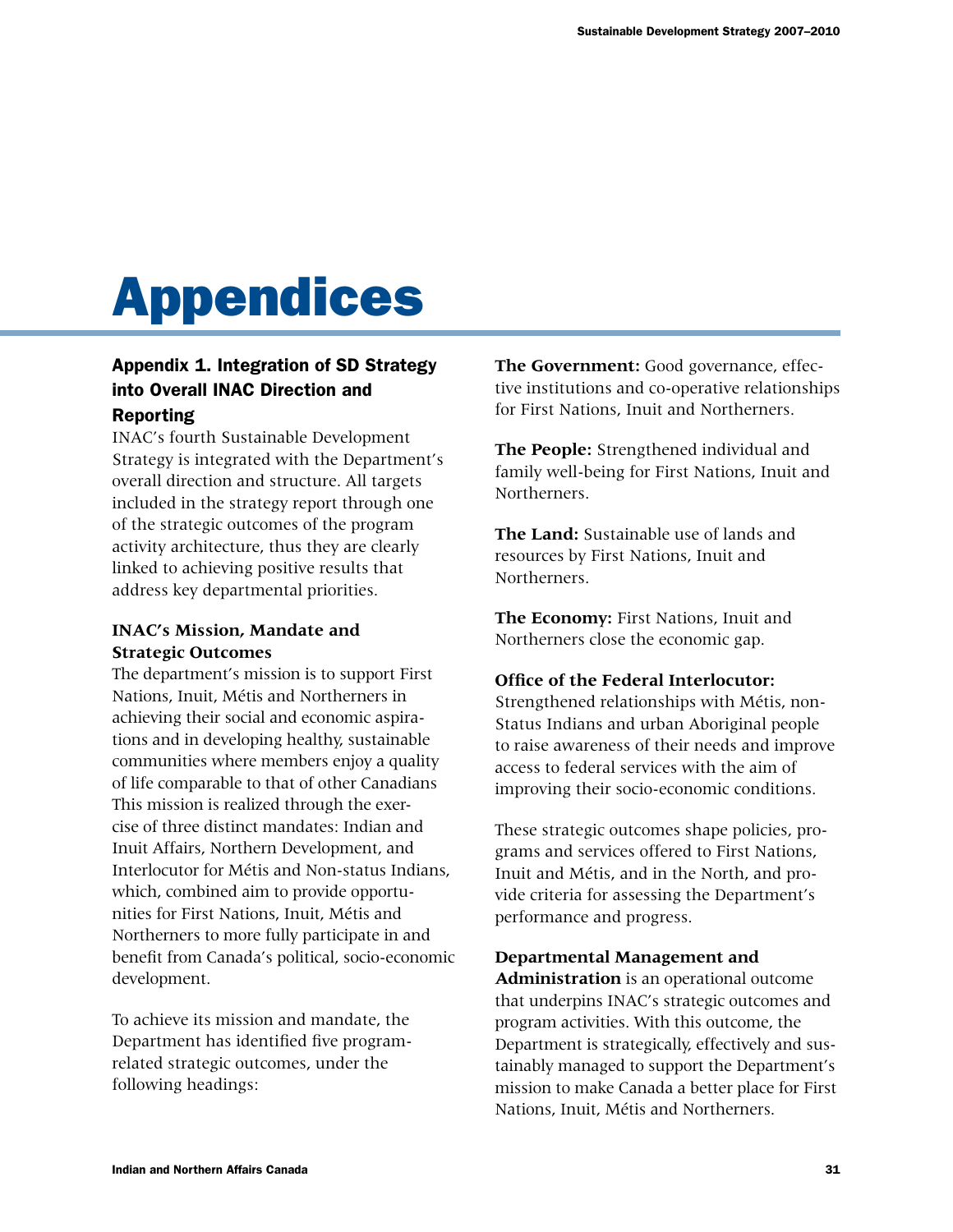# Appendices

## Appendix 1. Integration of SD Strategy into Overall INAC Direction and Reporting

INAC's fourth Sustainable Development Strategy is integrated with the Department's overall direction and structure. All targets included in the strategy report through one of the strategic outcomes of the program activity architecture, thus they are clearly linked to achieving positive results that address key departmental priorities.

### INAC's Mission, Mandate and Strategic Outcomes

The department's mission is to support First Nations, Inuit, Métis and Northerners in achieving their social and economic aspirations and in developing healthy, sustainable communities where members enjoy a quality of life comparable to that of other Canadians This mission is realized through the exercise of three distinct mandates: Indian and Inuit Affairs, Northern Development, and Interlocutor for Métis and Non-status Indians, which, combined aim to provide opportunities for First Nations, Inuit, Métis and Northerners to more fully participate in and benefit from Canada's political, socio-economic development.

To achieve its mission and mandate, the Department has identified five program-related strategic outcomes, under the following headings:

**The Government:** Good governance, effective institutions and co-operative relationships for First Nations, Inuit and Northerners.

**The People:** Strengthened individual and family well-being for First Nations, Inuit and Northerners.

**The Land:** Sustainable use of lands and resources by First Nations, Inuit and Northerners.

**The Economy:** First Nations, Inuit and Northerners close the economic gap.

**Office of the Federal Interlocutor:** Strengthened relationships with Métis, non-Status Indians and urban Aboriginal people to raise awareness of their needs and improve access to federal services with the aim of improving their socio-economic conditions.

These strategic outcomes shape policies, programs and services offered to First Nations, Inuit and Métis, and in the North, and provide criteria for assessing the Department's performance and progress.

**Departmental Management and Administration** is an operational outcome that underpins INAC's strategic outcomes and program activities. With this outcome, the Department is strategically, effectively and sustainably managed to support the Department's mission to make Canada a better place for First Nations, Inuit, Métis and Northerners.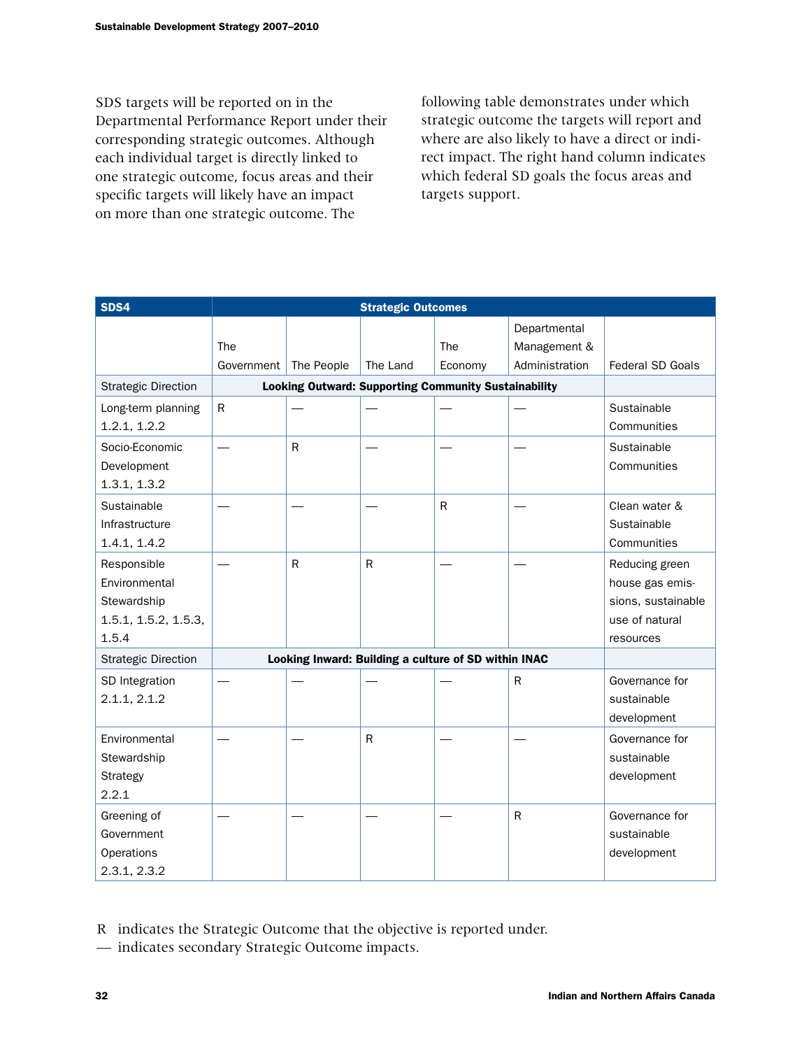SDS targets will be reported on in the Departmental Performance Report under their corresponding strategic outcomes. Although each individual target is directly linked to one strategic outcome, focus areas and their specific targets will likely have an impact on more than one strategic outcome. The following table demonstrates under which strategic outcome the targets will report and where are also likely to have a direct or indirect impact. The right hand column indicates which federal SD goals the focus areas and targets support.

| SDS4 | Strategic Outcomes | | | | | |
|---|---|---|---|---|---|---|
| | The Government | The People | The Land | The Economy | Departmental Management & Administration | Federal SD Goals |
| Strategic Direction | **Looking Outward: Supporting Community Sustainability** | | | | | |
| Long-term planning 1.2.1, 1.2.2 | R | — | — | — | — | Sustainable Communities |
| Socio-Economic Development 1.3.1, 1.3.2 | — | R | — | — | — | Sustainable Communities |
| Sustainable Infrastructure 1.4.1, 1.4.2 | — | — | — | R | — | Clean water & Sustainable Communities |
| Responsible Environmental Stewardship 1.5.1, 1.5.2, 1.5.3, 1.5.4 | — | R | R | — | — | Reducing green house gas emissions, sustainable use of natural resources |
| Strategic Direction | **Looking Inward: Building a culture of SD within INAC** | | | | | |
| SD Integration 2.1.1, 2.1.2 | — | — | — | — | R | Governance for sustainable development |
| Environmental Stewardship Strategy 2.2.1 | — | — | R | — | — | Governance for sustainable development |
| Greening of Government Operations 2.3.1, 2.3.2 | — | — | — | — | R | Governance for sustainable development |

R indicates the Strategic Outcome that the objective is reported under.

— indicates secondary Strategic Outcome impacts.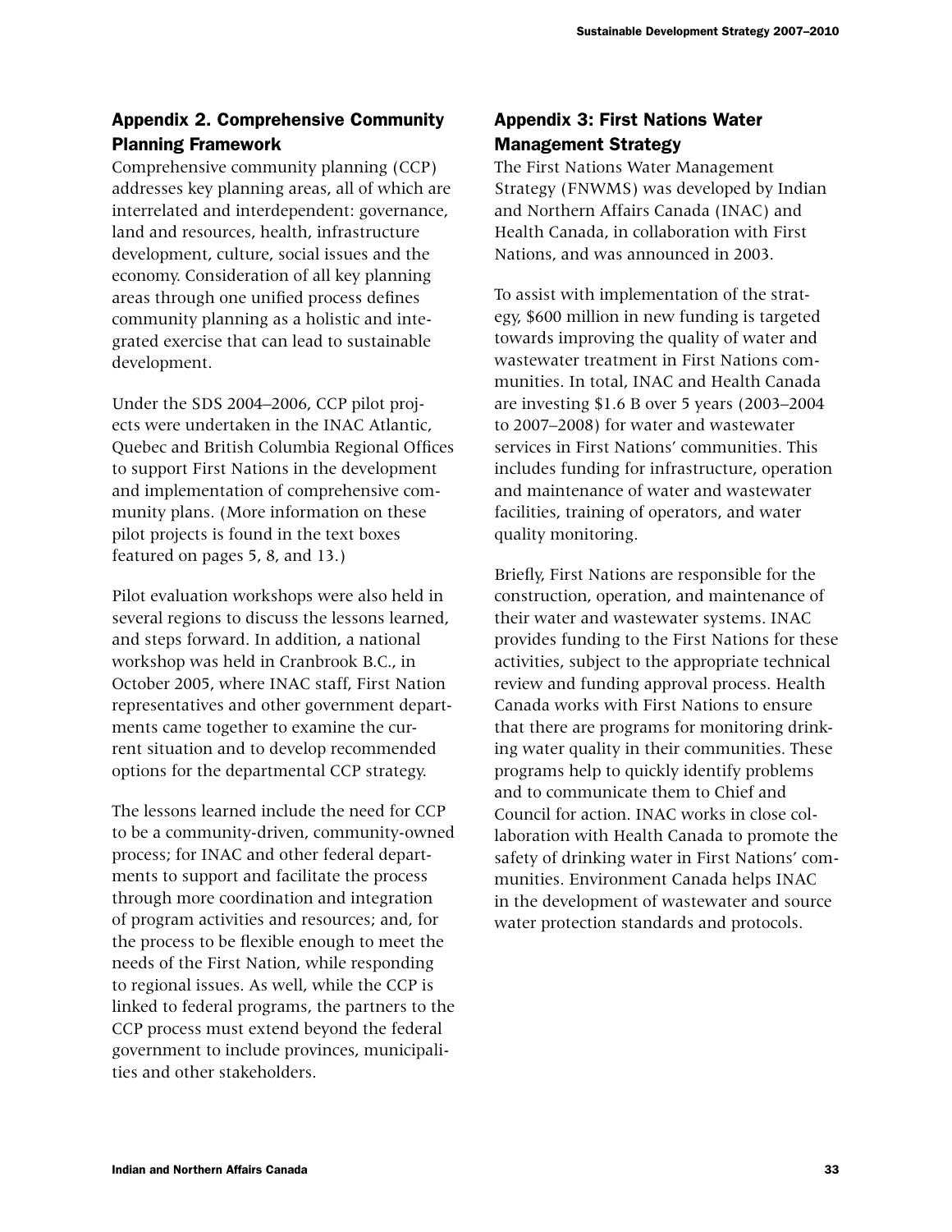## Appendix 2. Comprehensive Community Planning Framework

Comprehensive community planning (CCP) addresses key planning areas, all of which are interrelated and interdependent: governance, land and resources, health, infrastructure development, culture, social issues and the economy. Consideration of all key planning areas through one unified process defines community planning as a holistic and integrated exercise that can lead to sustainable development.

Under the SDS 2004–2006, CCP pilot projects were undertaken in the INAC Atlantic, Quebec and British Columbia Regional Offices to support First Nations in the development and implementation of comprehensive community plans. (More information on these pilot projects is found in the text boxes featured on pages 5, 8, and 13.)

Pilot evaluation workshops were also held in several regions to discuss the lessons learned, and steps forward. In addition, a national workshop was held in Cranbrook B.C., in October 2005, where INAC staff, First Nation representatives and other government departments came together to examine the current situation and to develop recommended options for the departmental CCP strategy.

The lessons learned include the need for CCP to be a community-driven, community-owned process; for INAC and other federal departments to support and facilitate the process through more coordination and integration of program activities and resources; and, for the process to be flexible enough to meet the needs of the First Nation, while responding to regional issues. As well, while the CCP is linked to federal programs, the partners to the CCP process must extend beyond the federal government to include provinces, municipalities and other stakeholders.

## Appendix 3: First Nations Water Management Strategy

The First Nations Water Management Strategy (FNWMS) was developed by Indian and Northern Affairs Canada (INAC) and Health Canada, in collaboration with First Nations, and was announced in 2003.

To assist with implementation of the strategy, $600 million in new funding is targeted towards improving the quality of water and wastewater treatment in First Nations communities. In total, INAC and Health Canada are investing $1.6 B over 5 years (2003–2004 to 2007–2008) for water and wastewater services in First Nations' communities. This includes funding for infrastructure, operation and maintenance of water and wastewater facilities, training of operators, and water quality monitoring.

Briefly, First Nations are responsible for the construction, operation, and maintenance of their water and wastewater systems. INAC provides funding to the First Nations for these activities, subject to the appropriate technical review and funding approval process. Health Canada works with First Nations to ensure that there are programs for monitoring drinking water quality in their communities. These programs help to quickly identify problems and to communicate them to Chief and Council for action. INAC works in close collaboration with Health Canada to promote the safety of drinking water in First Nations' communities. Environment Canada helps INAC in the development of wastewater and source water protection standards and protocols.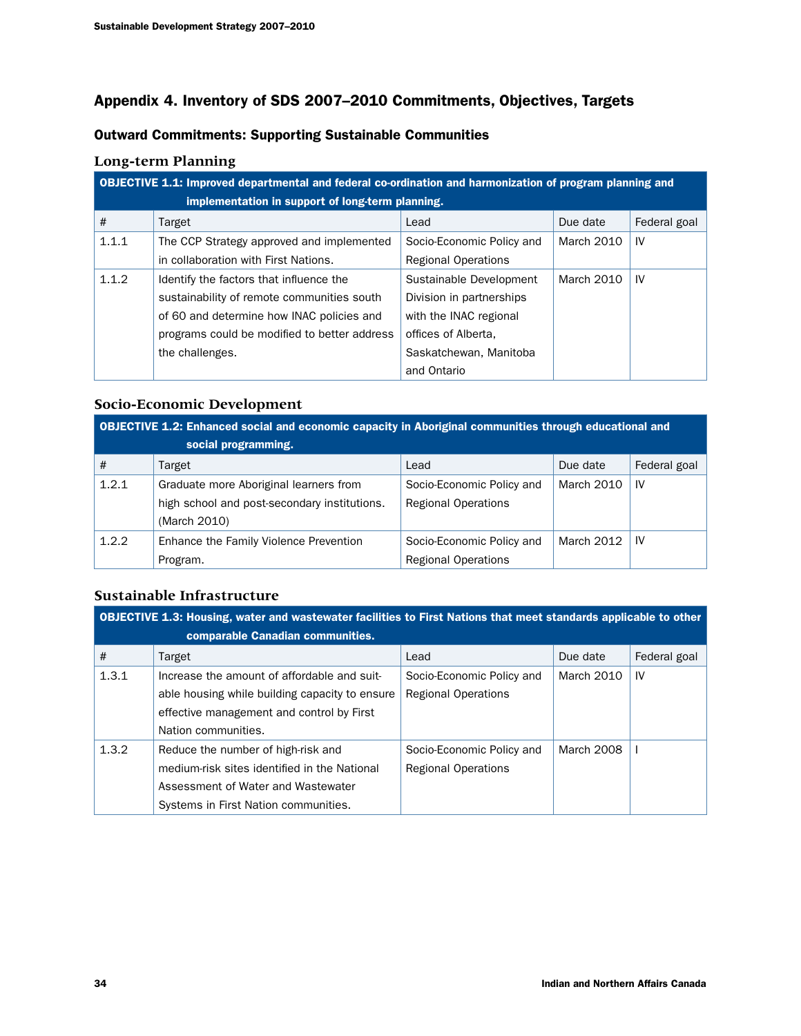## Appendix 4. Inventory of SDS 2007–2010 Commitments, Objectives, Targets

### Outward Commitments: Supporting Sustainable Communities

#### Long-term Planning

| OBJECTIVE 1.1: Improved departmental and federal co-ordination and harmonization of program planning and implementation in support of long-term planning. | | | | |
|---|---|---|---|---|
| # | Target | Lead | Due date | Federal goal |
| 1.1.1 | The CCP Strategy approved and implemented in collaboration with First Nations. | Socio-Economic Policy and Regional Operations | March 2010 | IV |
| 1.1.2 | Identify the factors that influence the sustainability of remote communities south of 60 and determine how INAC policies and programs could be modified to better address the challenges. | Sustainable Development Division in partnerships with the INAC regional offices of Alberta, Saskatchewan, Manitoba and Ontario | March 2010 | IV |

#### Socio-Economic Development

| OBJECTIVE 1.2: Enhanced social and economic capacity in Aboriginal communities through educational and social programming. | | | | |
|---|---|---|---|---|
| # | Target | Lead | Due date | Federal goal |
| 1.2.1 | Graduate more Aboriginal learners from high school and post-secondary institutions. (March 2010) | Socio-Economic Policy and Regional Operations | March 2010 | IV |
| 1.2.2 | Enhance the Family Violence Prevention Program. | Socio-Economic Policy and Regional Operations | March 2012 | IV |

#### Sustainable Infrastructure

| OBJECTIVE 1.3: Housing, water and wastewater facilities to First Nations that meet standards applicable to other comparable Canadian communities. | | | | |
|---|---|---|---|---|
| # | Target | Lead | Due date | Federal goal |
| 1.3.1 | Increase the amount of affordable and suitable housing while building capacity to ensure effective management and control by First Nation communities. | Socio-Economic Policy and Regional Operations | March 2010 | IV |
| 1.3.2 | Reduce the number of high-risk and medium-risk sites identified in the National Assessment of Water and Wastewater Systems in First Nation communities. | Socio-Economic Policy and Regional Operations | March 2008 | I |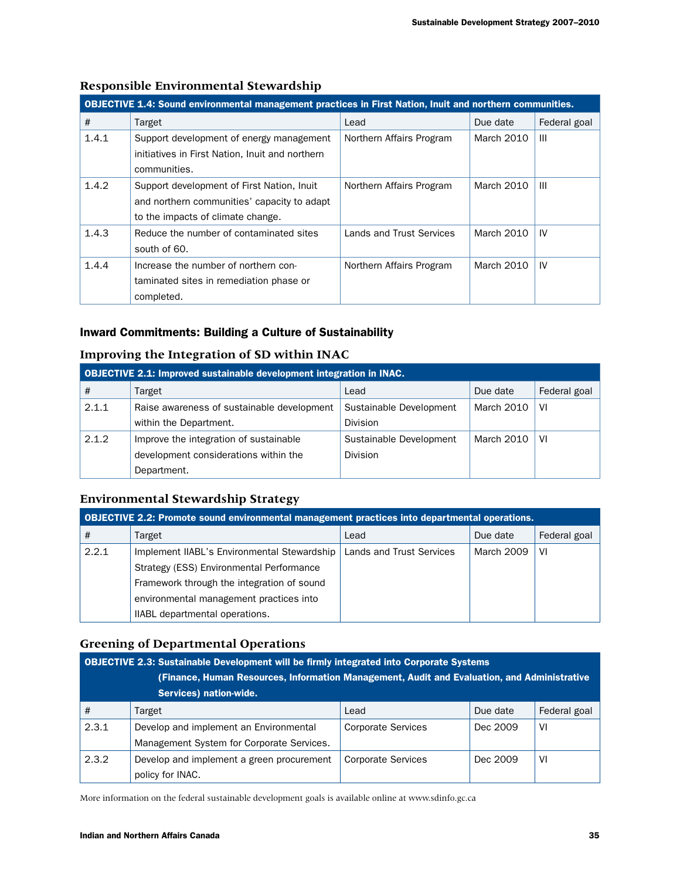## Responsible Environmental Stewardship

| OBJECTIVE 1.4: Sound environmental management practices in First Nation, Inuit and northern communities. | | | | |
|---|---|---|---|---|
| # | Target | Lead | Due date | Federal goal |
| 1.4.1 | Support development of energy management initiatives in First Nation, Inuit and northern communities. | Northern Affairs Program | March 2010 | III |
| 1.4.2 | Support development of First Nation, Inuit and northern communities' capacity to adapt to the impacts of climate change. | Northern Affairs Program | March 2010 | III |
| 1.4.3 | Reduce the number of contaminated sites south of 60. | Lands and Trust Services | March 2010 | IV |
| 1.4.4 | Increase the number of northern contaminated sites in remediation phase or completed. | Northern Affairs Program | March 2010 | IV |

## Inward Commitments: Building a Culture of Sustainability

### Improving the Integration of SD within INAC

| OBJECTIVE 2.1: Improved sustainable development integration in INAC. | | | | |
|---|---|---|---|---|
| # | Target | Lead | Due date | Federal goal |
| 2.1.1 | Raise awareness of sustainable development within the Department. | Sustainable Development Division | March 2010 | VI |
| 2.1.2 | Improve the integration of sustainable development considerations within the Department. | Sustainable Development Division | March 2010 | VI |

### Environmental Stewardship Strategy

| OBJECTIVE 2.2: Promote sound environmental management practices into departmental operations. | | | | |
|---|---|---|---|---|
| # | Target | Lead | Due date | Federal goal |
| 2.2.1 | Implement IIABL's Environmental Stewardship Strategy (ESS) Environmental Performance Framework through the integration of sound environmental management practices into IIABL departmental operations. | Lands and Trust Services | March 2009 | VI |

### Greening of Departmental Operations

| OBJECTIVE 2.3: Sustainable Development will be firmly integrated into Corporate Systems (Finance, Human Resources, Information Management, Audit and Evaluation, and Administrative Services) nation-wide. | | | | |
|---|---|---|---|---|
| # | Target | Lead | Due date | Federal goal |
| 2.3.1 | Develop and implement an Environmental Management System for Corporate Services. | Corporate Services | Dec 2009 | VI |
| 2.3.2 | Develop and implement a green procurement policy for INAC. | Corporate Services | Dec 2009 | VI |

More information on the federal sustainable development goals is available online at www.sdinfo.gc.ca